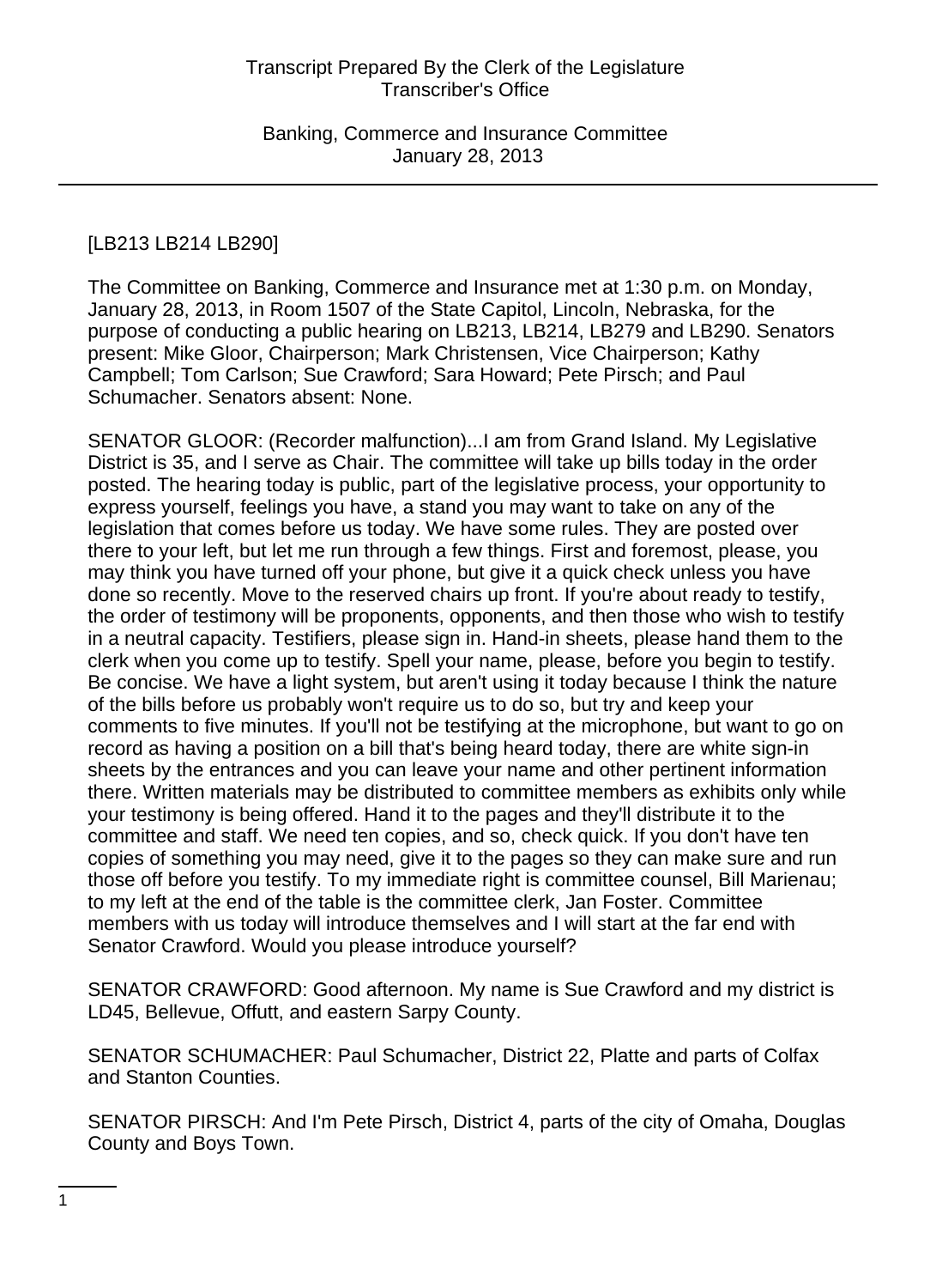[LB213 LB214 LB290]

The Committee on Banking, Commerce and Insurance met at 1:30 p.m. on Monday, January 28, 2013, in Room 1507 of the State Capitol, Lincoln, Nebraska, for the purpose of conducting a public hearing on LB213, LB214, LB279 and LB290. Senators present: Mike Gloor, Chairperson; Mark Christensen, Vice Chairperson; Kathy Campbell; Tom Carlson; Sue Crawford; Sara Howard; Pete Pirsch; and Paul Schumacher. Senators absent: None.

SENATOR GLOOR: (Recorder malfunction)...I am from Grand Island. My Legislative District is 35, and I serve as Chair. The committee will take up bills today in the order posted. The hearing today is public, part of the legislative process, your opportunity to express yourself, feelings you have, a stand you may want to take on any of the legislation that comes before us today. We have some rules. They are posted over there to your left, but let me run through a few things. First and foremost, please, you may think you have turned off your phone, but give it a quick check unless you have done so recently. Move to the reserved chairs up front. If you're about ready to testify, the order of testimony will be proponents, opponents, and then those who wish to testify in a neutral capacity. Testifiers, please sign in. Hand-in sheets, please hand them to the clerk when you come up to testify. Spell your name, please, before you begin to testify. Be concise. We have a light system, but aren't using it today because I think the nature of the bills before us probably won't require us to do so, but try and keep your comments to five minutes. If you'll not be testifying at the microphone, but want to go on record as having a position on a bill that's being heard today, there are white sign-in sheets by the entrances and you can leave your name and other pertinent information there. Written materials may be distributed to committee members as exhibits only while your testimony is being offered. Hand it to the pages and they'll distribute it to the committee and staff. We need ten copies, and so, check quick. If you don't have ten copies of something you may need, give it to the pages so they can make sure and run those off before you testify. To my immediate right is committee counsel, Bill Marienau; to my left at the end of the table is the committee clerk, Jan Foster. Committee members with us today will introduce themselves and I will start at the far end with Senator Crawford. Would you please introduce yourself?

SENATOR CRAWFORD: Good afternoon. My name is Sue Crawford and my district is LD45, Bellevue, Offutt, and eastern Sarpy County.

SENATOR SCHUMACHER: Paul Schumacher, District 22, Platte and parts of Colfax and Stanton Counties.

SENATOR PIRSCH: And I'm Pete Pirsch, District 4, parts of the city of Omaha, Douglas County and Boys Town.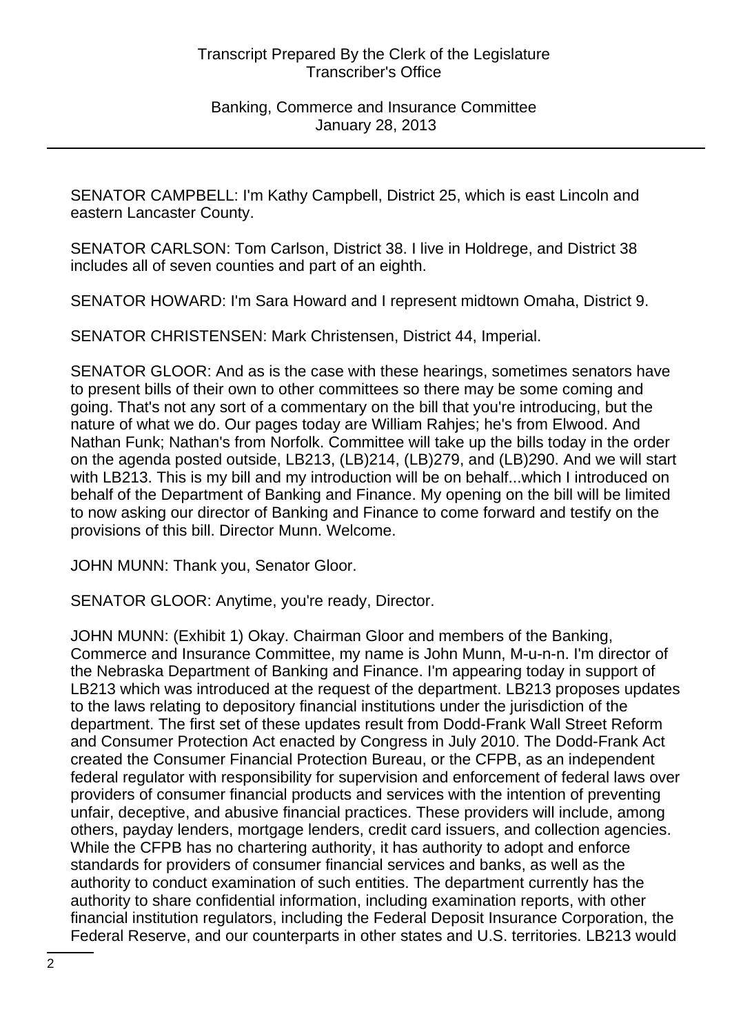SENATOR CAMPBELL: I'm Kathy Campbell, District 25, which is east Lincoln and eastern Lancaster County.

SENATOR CARLSON: Tom Carlson, District 38. I live in Holdrege, and District 38 includes all of seven counties and part of an eighth.

SENATOR HOWARD: I'm Sara Howard and I represent midtown Omaha, District 9.

SENATOR CHRISTENSEN: Mark Christensen, District 44, Imperial.

SENATOR GLOOR: And as is the case with these hearings, sometimes senators have to present bills of their own to other committees so there may be some coming and going. That's not any sort of a commentary on the bill that you're introducing, but the nature of what we do. Our pages today are William Rahjes; he's from Elwood. And Nathan Funk; Nathan's from Norfolk. Committee will take up the bills today in the order on the agenda posted outside, LB213, (LB)214, (LB)279, and (LB)290. And we will start with LB213. This is my bill and my introduction will be on behalf...which I introduced on behalf of the Department of Banking and Finance. My opening on the bill will be limited to now asking our director of Banking and Finance to come forward and testify on the provisions of this bill. Director Munn. Welcome.

JOHN MUNN: Thank you, Senator Gloor.

SENATOR GLOOR: Anytime, you're ready, Director.

JOHN MUNN: (Exhibit 1) Okay. Chairman Gloor and members of the Banking, Commerce and Insurance Committee, my name is John Munn, M-u-n-n. I'm director of the Nebraska Department of Banking and Finance. I'm appearing today in support of LB213 which was introduced at the request of the department. LB213 proposes updates to the laws relating to depository financial institutions under the jurisdiction of the department. The first set of these updates result from Dodd-Frank Wall Street Reform and Consumer Protection Act enacted by Congress in July 2010. The Dodd-Frank Act created the Consumer Financial Protection Bureau, or the CFPB, as an independent federal regulator with responsibility for supervision and enforcement of federal laws over providers of consumer financial products and services with the intention of preventing unfair, deceptive, and abusive financial practices. These providers will include, among others, payday lenders, mortgage lenders, credit card issuers, and collection agencies. While the CFPB has no chartering authority, it has authority to adopt and enforce standards for providers of consumer financial services and banks, as well as the authority to conduct examination of such entities. The department currently has the authority to share confidential information, including examination reports, with other financial institution regulators, including the Federal Deposit Insurance Corporation, the Federal Reserve, and our counterparts in other states and U.S. territories. LB213 would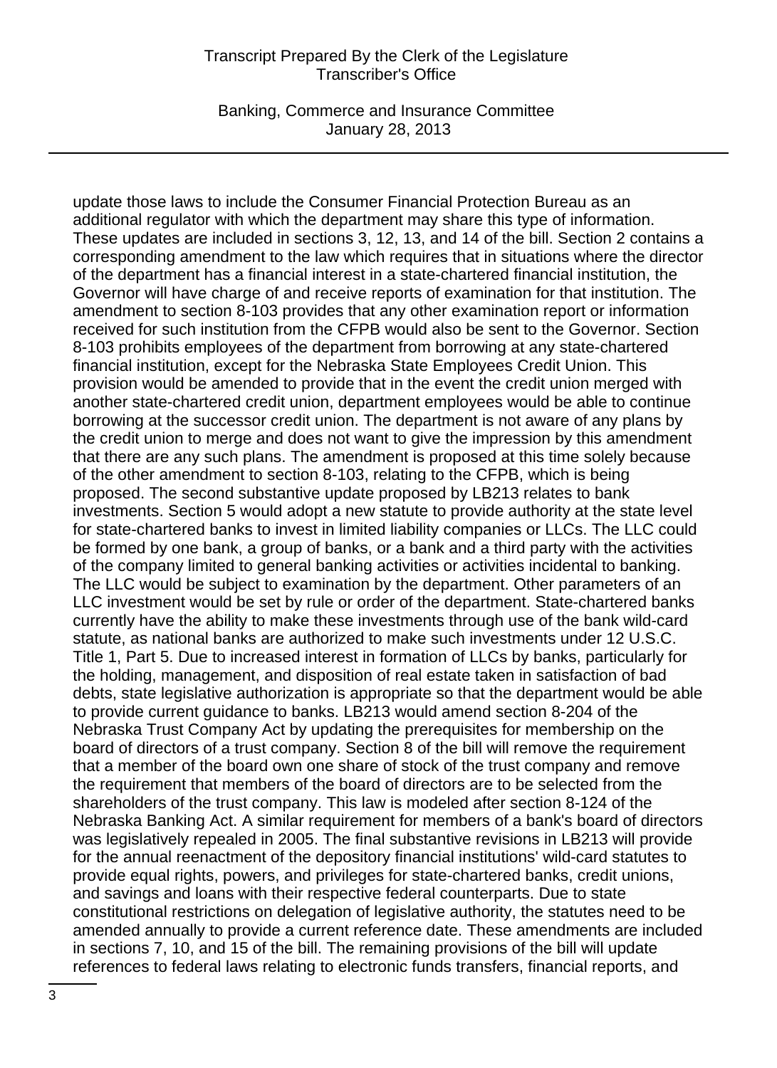update those laws to include the Consumer Financial Protection Bureau as an additional regulator with which the department may share this type of information. These updates are included in sections 3, 12, 13, and 14 of the bill. Section 2 contains a corresponding amendment to the law which requires that in situations where the director of the department has a financial interest in a state-chartered financial institution, the Governor will have charge of and receive reports of examination for that institution. The amendment to section 8-103 provides that any other examination report or information received for such institution from the CFPB would also be sent to the Governor. Section 8-103 prohibits employees of the department from borrowing at any state-chartered financial institution, except for the Nebraska State Employees Credit Union. This provision would be amended to provide that in the event the credit union merged with another state-chartered credit union, department employees would be able to continue borrowing at the successor credit union. The department is not aware of any plans by the credit union to merge and does not want to give the impression by this amendment that there are any such plans. The amendment is proposed at this time solely because of the other amendment to section 8-103, relating to the CFPB, which is being proposed. The second substantive update proposed by LB213 relates to bank investments. Section 5 would adopt a new statute to provide authority at the state level for state-chartered banks to invest in limited liability companies or LLCs. The LLC could be formed by one bank, a group of banks, or a bank and a third party with the activities of the company limited to general banking activities or activities incidental to banking. The LLC would be subject to examination by the department. Other parameters of an LLC investment would be set by rule or order of the department. State-chartered banks currently have the ability to make these investments through use of the bank wild-card statute, as national banks are authorized to make such investments under 12 U.S.C. Title 1, Part 5. Due to increased interest in formation of LLCs by banks, particularly for the holding, management, and disposition of real estate taken in satisfaction of bad debts, state legislative authorization is appropriate so that the department would be able to provide current guidance to banks. LB213 would amend section 8-204 of the Nebraska Trust Company Act by updating the prerequisites for membership on the board of directors of a trust company. Section 8 of the bill will remove the requirement that a member of the board own one share of stock of the trust company and remove the requirement that members of the board of directors are to be selected from the shareholders of the trust company. This law is modeled after section 8-124 of the Nebraska Banking Act. A similar requirement for members of a bank's board of directors was legislatively repealed in 2005. The final substantive revisions in LB213 will provide for the annual reenactment of the depository financial institutions' wild-card statutes to provide equal rights, powers, and privileges for state-chartered banks, credit unions, and savings and loans with their respective federal counterparts. Due to state constitutional restrictions on delegation of legislative authority, the statutes need to be amended annually to provide a current reference date. These amendments are included in sections 7, 10, and 15 of the bill. The remaining provisions of the bill will update references to federal laws relating to electronic funds transfers, financial reports, and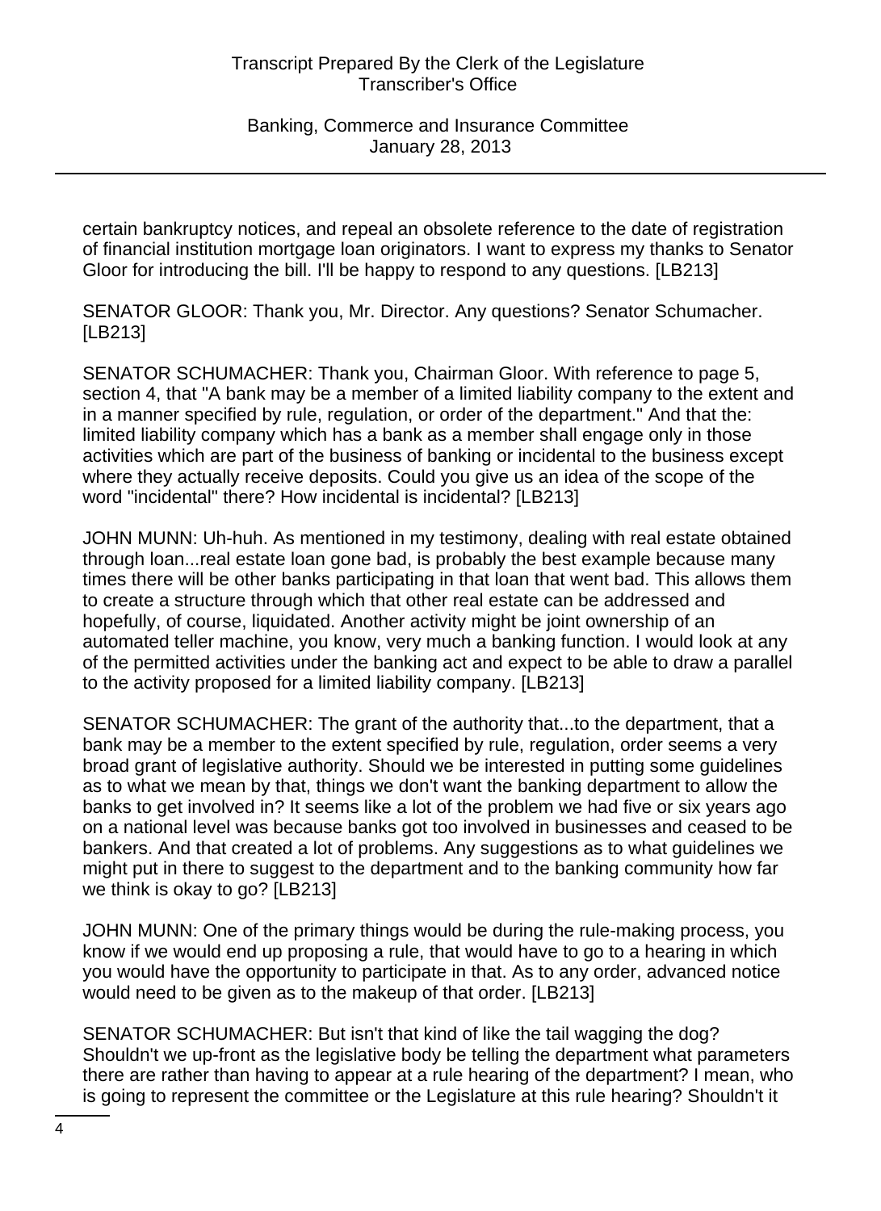certain bankruptcy notices, and repeal an obsolete reference to the date of registration of financial institution mortgage loan originators. I want to express my thanks to Senator Gloor for introducing the bill. I'll be happy to respond to any questions. [LB213]

SENATOR GLOOR: Thank you, Mr. Director. Any questions? Senator Schumacher. [LB213]

SENATOR SCHUMACHER: Thank you, Chairman Gloor. With reference to page 5, section 4, that "A bank may be a member of a limited liability company to the extent and in a manner specified by rule, regulation, or order of the department." And that the: limited liability company which has a bank as a member shall engage only in those activities which are part of the business of banking or incidental to the business except where they actually receive deposits. Could you give us an idea of the scope of the word "incidental" there? How incidental is incidental? [LB213]

JOHN MUNN: Uh-huh. As mentioned in my testimony, dealing with real estate obtained through loan...real estate loan gone bad, is probably the best example because many times there will be other banks participating in that loan that went bad. This allows them to create a structure through which that other real estate can be addressed and hopefully, of course, liquidated. Another activity might be joint ownership of an automated teller machine, you know, very much a banking function. I would look at any of the permitted activities under the banking act and expect to be able to draw a parallel to the activity proposed for a limited liability company. [LB213]

SENATOR SCHUMACHER: The grant of the authority that...to the department, that a bank may be a member to the extent specified by rule, regulation, order seems a very broad grant of legislative authority. Should we be interested in putting some guidelines as to what we mean by that, things we don't want the banking department to allow the banks to get involved in? It seems like a lot of the problem we had five or six years ago on a national level was because banks got too involved in businesses and ceased to be bankers. And that created a lot of problems. Any suggestions as to what guidelines we might put in there to suggest to the department and to the banking community how far we think is okay to go? [LB213]

JOHN MUNN: One of the primary things would be during the rule-making process, you know if we would end up proposing a rule, that would have to go to a hearing in which you would have the opportunity to participate in that. As to any order, advanced notice would need to be given as to the makeup of that order. [LB213]

SENATOR SCHUMACHER: But isn't that kind of like the tail wagging the dog? Shouldn't we up-front as the legislative body be telling the department what parameters there are rather than having to appear at a rule hearing of the department? I mean, who is going to represent the committee or the Legislature at this rule hearing? Shouldn't it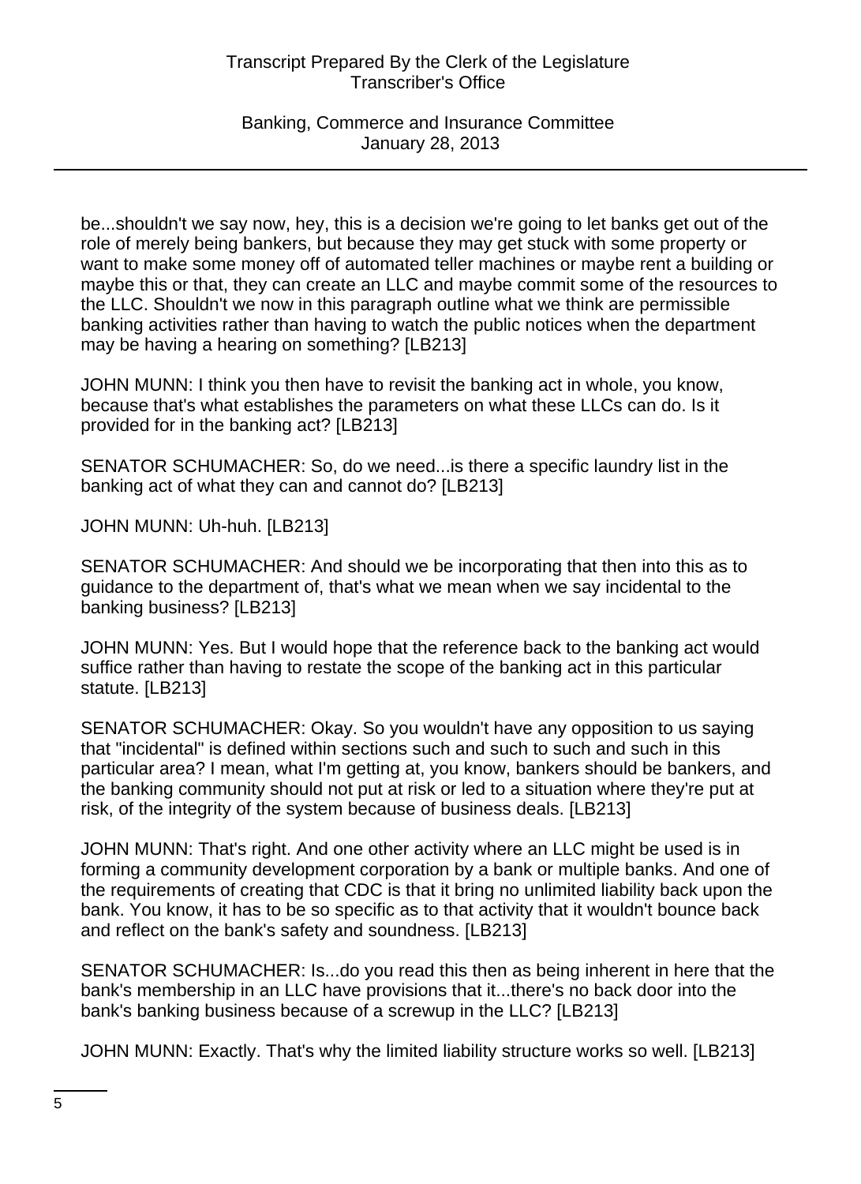be...shouldn't we say now, hey, this is a decision we're going to let banks get out of the role of merely being bankers, but because they may get stuck with some property or want to make some money off of automated teller machines or maybe rent a building or maybe this or that, they can create an LLC and maybe commit some of the resources to the LLC. Shouldn't we now in this paragraph outline what we think are permissible banking activities rather than having to watch the public notices when the department may be having a hearing on something? [LB213]

JOHN MUNN: I think you then have to revisit the banking act in whole, you know, because that's what establishes the parameters on what these LLCs can do. Is it provided for in the banking act? [LB213]

SENATOR SCHUMACHER: So, do we need...is there a specific laundry list in the banking act of what they can and cannot do? [LB213]

JOHN MUNN: Uh-huh. [LB213]

SENATOR SCHUMACHER: And should we be incorporating that then into this as to guidance to the department of, that's what we mean when we say incidental to the banking business? [LB213]

JOHN MUNN: Yes. But I would hope that the reference back to the banking act would suffice rather than having to restate the scope of the banking act in this particular statute. [LB213]

SENATOR SCHUMACHER: Okay. So you wouldn't have any opposition to us saying that "incidental" is defined within sections such and such to such and such in this particular area? I mean, what I'm getting at, you know, bankers should be bankers, and the banking community should not put at risk or led to a situation where they're put at risk, of the integrity of the system because of business deals. [LB213]

JOHN MUNN: That's right. And one other activity where an LLC might be used is in forming a community development corporation by a bank or multiple banks. And one of the requirements of creating that CDC is that it bring no unlimited liability back upon the bank. You know, it has to be so specific as to that activity that it wouldn't bounce back and reflect on the bank's safety and soundness. [LB213]

SENATOR SCHUMACHER: Is...do you read this then as being inherent in here that the bank's membership in an LLC have provisions that it...there's no back door into the bank's banking business because of a screwup in the LLC? [LB213]

JOHN MUNN: Exactly. That's why the limited liability structure works so well. [LB213]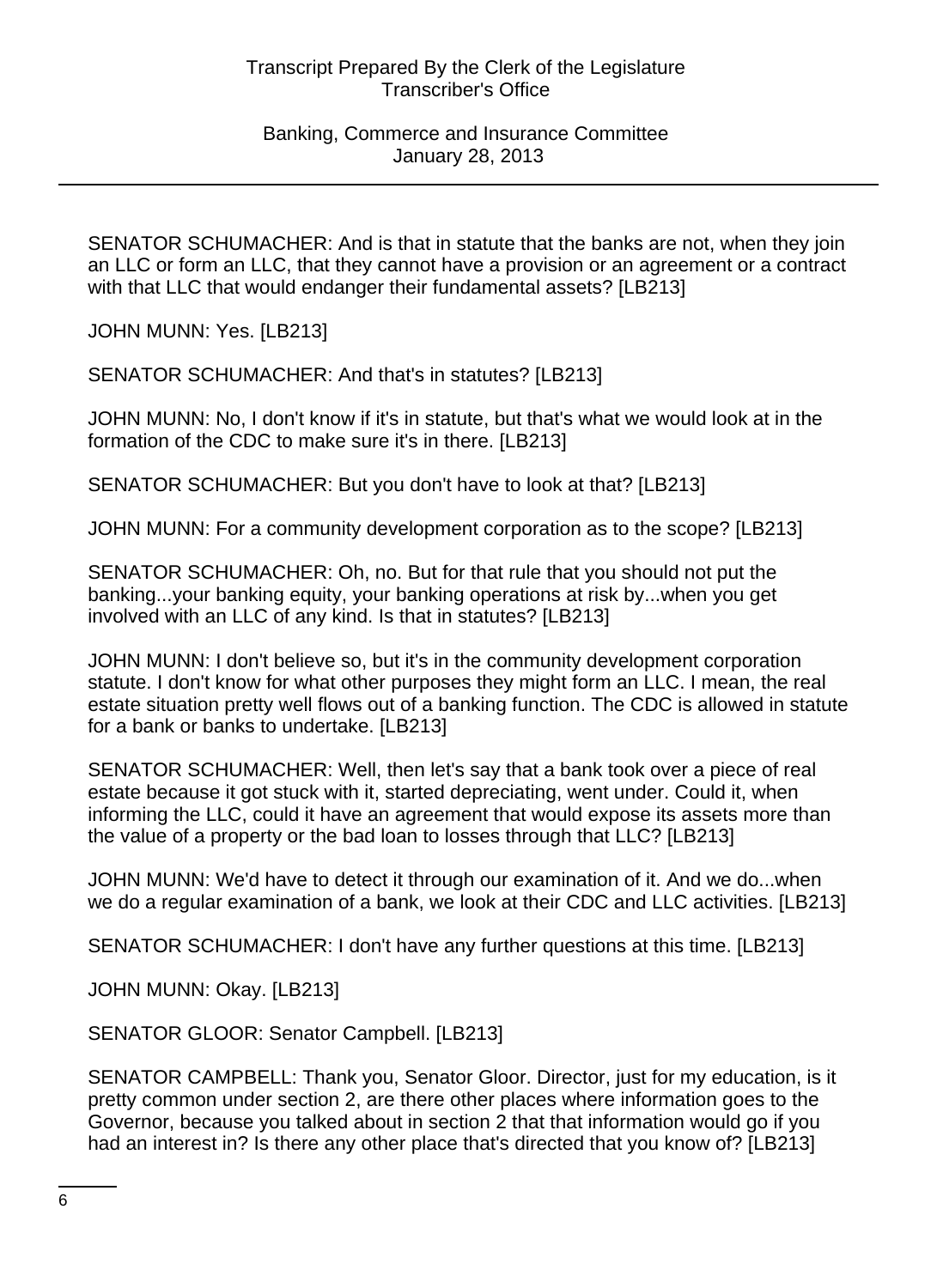SENATOR SCHUMACHER: And is that in statute that the banks are not, when they join an LLC or form an LLC, that they cannot have a provision or an agreement or a contract with that LLC that would endanger their fundamental assets? [LB213]

JOHN MUNN: Yes. [LB213]

SENATOR SCHUMACHER: And that's in statutes? [LB213]

JOHN MUNN: No, I don't know if it's in statute, but that's what we would look at in the formation of the CDC to make sure it's in there. [LB213]

SENATOR SCHUMACHER: But you don't have to look at that? [LB213]

JOHN MUNN: For a community development corporation as to the scope? [LB213]

SENATOR SCHUMACHER: Oh, no. But for that rule that you should not put the banking...your banking equity, your banking operations at risk by...when you get involved with an LLC of any kind. Is that in statutes? [LB213]

JOHN MUNN: I don't believe so, but it's in the community development corporation statute. I don't know for what other purposes they might form an LLC. I mean, the real estate situation pretty well flows out of a banking function. The CDC is allowed in statute for a bank or banks to undertake. [LB213]

SENATOR SCHUMACHER: Well, then let's say that a bank took over a piece of real estate because it got stuck with it, started depreciating, went under. Could it, when informing the LLC, could it have an agreement that would expose its assets more than the value of a property or the bad loan to losses through that LLC? [LB213]

JOHN MUNN: We'd have to detect it through our examination of it. And we do...when we do a regular examination of a bank, we look at their CDC and LLC activities. [LB213]

SENATOR SCHUMACHER: I don't have any further questions at this time. [LB213]

JOHN MUNN: Okay. [LB213]

SENATOR GLOOR: Senator Campbell. [LB213]

SENATOR CAMPBELL: Thank you, Senator Gloor. Director, just for my education, is it pretty common under section 2, are there other places where information goes to the Governor, because you talked about in section 2 that that information would go if you had an interest in? Is there any other place that's directed that you know of? [LB213]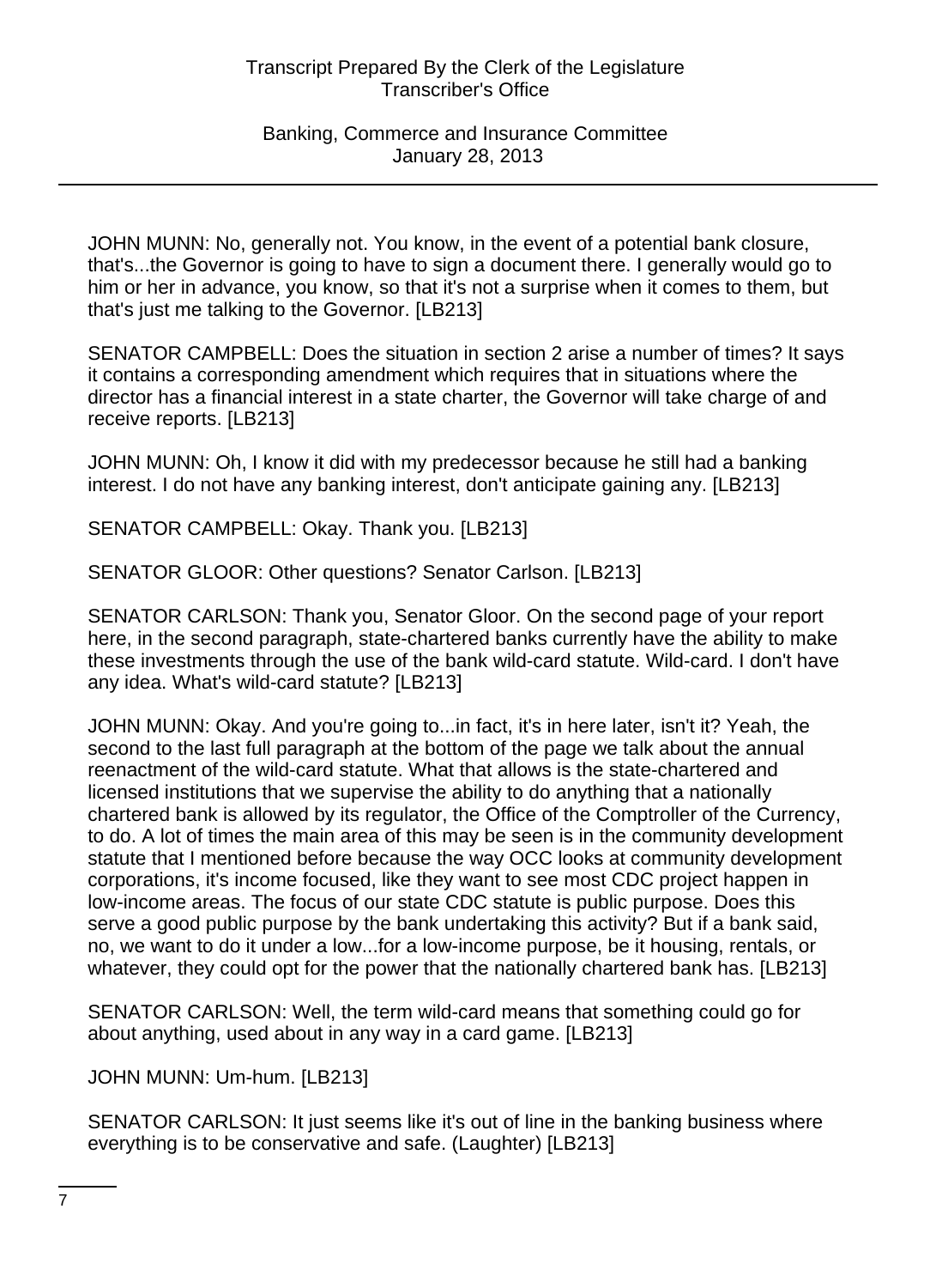JOHN MUNN: No, generally not. You know, in the event of a potential bank closure, that's...the Governor is going to have to sign a document there. I generally would go to him or her in advance, you know, so that it's not a surprise when it comes to them, but that's just me talking to the Governor. [LB213]

SENATOR CAMPBELL: Does the situation in section 2 arise a number of times? It says it contains a corresponding amendment which requires that in situations where the director has a financial interest in a state charter, the Governor will take charge of and receive reports. [LB213]

JOHN MUNN: Oh, I know it did with my predecessor because he still had a banking interest. I do not have any banking interest, don't anticipate gaining any. [LB213]

SENATOR CAMPBELL: Okay. Thank you. [LB213]

SENATOR GLOOR: Other questions? Senator Carlson. [LB213]

SENATOR CARLSON: Thank you, Senator Gloor. On the second page of your report here, in the second paragraph, state-chartered banks currently have the ability to make these investments through the use of the bank wild-card statute. Wild-card. I don't have any idea. What's wild-card statute? [LB213]

JOHN MUNN: Okay. And you're going to...in fact, it's in here later, isn't it? Yeah, the second to the last full paragraph at the bottom of the page we talk about the annual reenactment of the wild-card statute. What that allows is the state-chartered and licensed institutions that we supervise the ability to do anything that a nationally chartered bank is allowed by its regulator, the Office of the Comptroller of the Currency, to do. A lot of times the main area of this may be seen is in the community development statute that I mentioned before because the way OCC looks at community development corporations, it's income focused, like they want to see most CDC project happen in low-income areas. The focus of our state CDC statute is public purpose. Does this serve a good public purpose by the bank undertaking this activity? But if a bank said, no, we want to do it under a low...for a low-income purpose, be it housing, rentals, or whatever, they could opt for the power that the nationally chartered bank has. [LB213]

SENATOR CARLSON: Well, the term wild-card means that something could go for about anything, used about in any way in a card game. [LB213]

JOHN MUNN: Um-hum. [LB213]

SENATOR CARLSON: It just seems like it's out of line in the banking business where everything is to be conservative and safe. (Laughter) [LB213]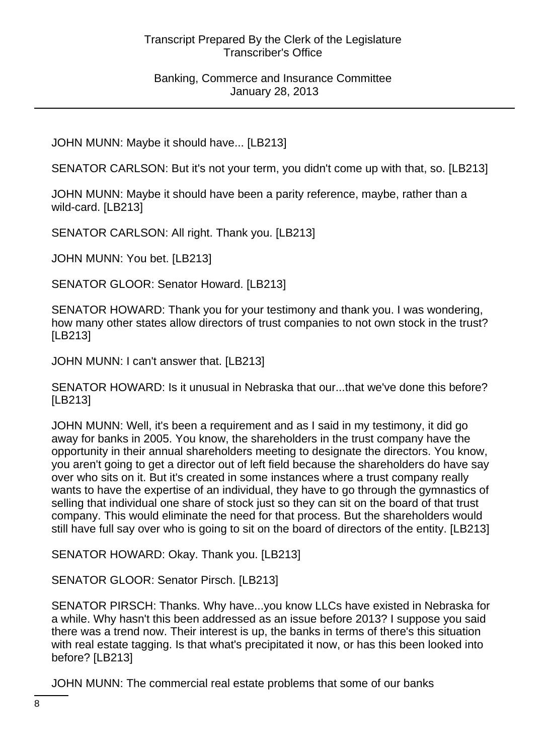JOHN MUNN: Maybe it should have... [LB213]

SENATOR CARLSON: But it's not your term, you didn't come up with that, so. [LB213]

JOHN MUNN: Maybe it should have been a parity reference, maybe, rather than a wild-card. [LB213]

SENATOR CARLSON: All right. Thank you. [LB213]

JOHN MUNN: You bet. [LB213]

SENATOR GLOOR: Senator Howard. [LB213]

SENATOR HOWARD: Thank you for your testimony and thank you. I was wondering, how many other states allow directors of trust companies to not own stock in the trust? [LB213]

JOHN MUNN: I can't answer that. [LB213]

SENATOR HOWARD: Is it unusual in Nebraska that our...that we've done this before? [LB213]

JOHN MUNN: Well, it's been a requirement and as I said in my testimony, it did go away for banks in 2005. You know, the shareholders in the trust company have the opportunity in their annual shareholders meeting to designate the directors. You know, you aren't going to get a director out of left field because the shareholders do have say over who sits on it. But it's created in some instances where a trust company really wants to have the expertise of an individual, they have to go through the gymnastics of selling that individual one share of stock just so they can sit on the board of that trust company. This would eliminate the need for that process. But the shareholders would still have full say over who is going to sit on the board of directors of the entity. [LB213]

SENATOR HOWARD: Okay. Thank you. [LB213]

SENATOR GLOOR: Senator Pirsch. [LB213]

SENATOR PIRSCH: Thanks. Why have...you know LLCs have existed in Nebraska for a while. Why hasn't this been addressed as an issue before 2013? I suppose you said there was a trend now. Their interest is up, the banks in terms of there's this situation with real estate tagging. Is that what's precipitated it now, or has this been looked into before? [LB213]

JOHN MUNN: The commercial real estate problems that some of our banks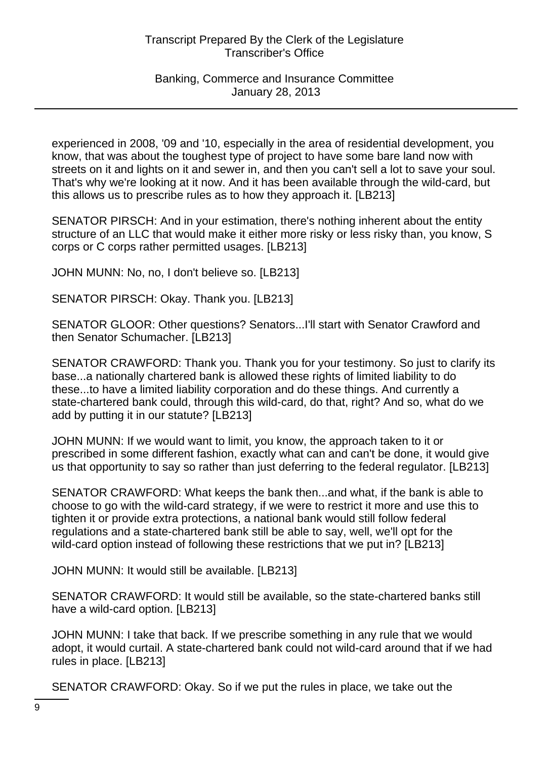experienced in 2008, '09 and '10, especially in the area of residential development, you know, that was about the toughest type of project to have some bare land now with streets on it and lights on it and sewer in, and then you can't sell a lot to save your soul. That's why we're looking at it now. And it has been available through the wild-card, but this allows us to prescribe rules as to how they approach it. [LB213]

SENATOR PIRSCH: And in your estimation, there's nothing inherent about the entity structure of an LLC that would make it either more risky or less risky than, you know, S corps or C corps rather permitted usages. [LB213]

JOHN MUNN: No, no, I don't believe so. [LB213]

SENATOR PIRSCH: Okay. Thank you. [LB213]

SENATOR GLOOR: Other questions? Senators...I'll start with Senator Crawford and then Senator Schumacher. [LB213]

SENATOR CRAWFORD: Thank you. Thank you for your testimony. So just to clarify its base...a nationally chartered bank is allowed these rights of limited liability to do these...to have a limited liability corporation and do these things. And currently a state-chartered bank could, through this wild-card, do that, right? And so, what do we add by putting it in our statute? [LB213]

JOHN MUNN: If we would want to limit, you know, the approach taken to it or prescribed in some different fashion, exactly what can and can't be done, it would give us that opportunity to say so rather than just deferring to the federal regulator. [LB213]

SENATOR CRAWFORD: What keeps the bank then...and what, if the bank is able to choose to go with the wild-card strategy, if we were to restrict it more and use this to tighten it or provide extra protections, a national bank would still follow federal regulations and a state-chartered bank still be able to say, well, we'll opt for the wild-card option instead of following these restrictions that we put in? [LB213]

JOHN MUNN: It would still be available. [LB213]

SENATOR CRAWFORD: It would still be available, so the state-chartered banks still have a wild-card option. [LB213]

JOHN MUNN: I take that back. If we prescribe something in any rule that we would adopt, it would curtail. A state-chartered bank could not wild-card around that if we had rules in place. [LB213]

SENATOR CRAWFORD: Okay. So if we put the rules in place, we take out the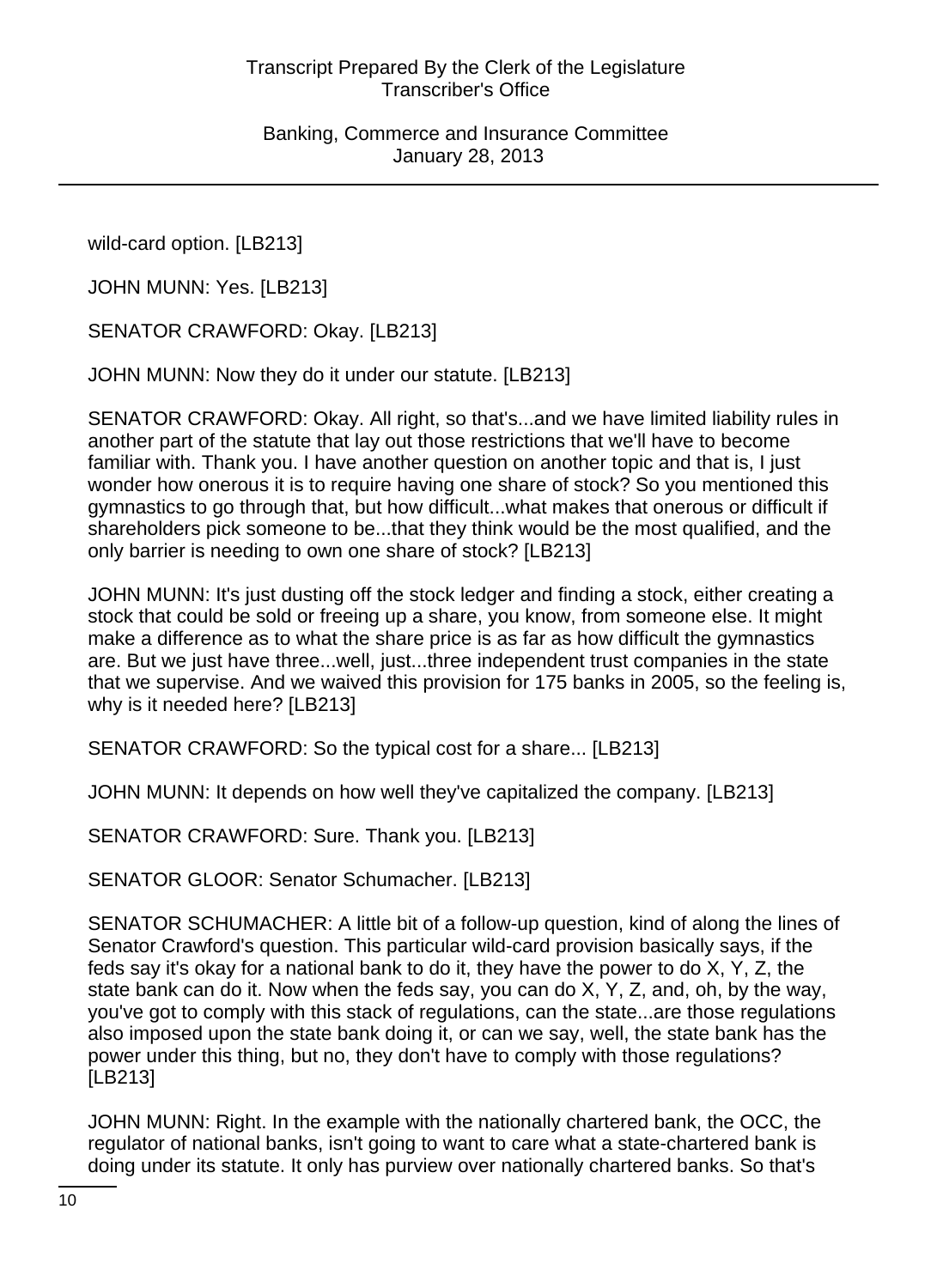wild-card option. [LB213]

JOHN MUNN: Yes. [LB213]

SENATOR CRAWFORD: Okay. [LB213]

JOHN MUNN: Now they do it under our statute. [LB213]

SENATOR CRAWFORD: Okay. All right, so that's...and we have limited liability rules in another part of the statute that lay out those restrictions that we'll have to become familiar with. Thank you. I have another question on another topic and that is, I just wonder how onerous it is to require having one share of stock? So you mentioned this gymnastics to go through that, but how difficult...what makes that onerous or difficult if shareholders pick someone to be...that they think would be the most qualified, and the only barrier is needing to own one share of stock? [LB213]

JOHN MUNN: It's just dusting off the stock ledger and finding a stock, either creating a stock that could be sold or freeing up a share, you know, from someone else. It might make a difference as to what the share price is as far as how difficult the gymnastics are. But we just have three...well, just...three independent trust companies in the state that we supervise. And we waived this provision for 175 banks in 2005, so the feeling is, why is it needed here? [LB213]

SENATOR CRAWFORD: So the typical cost for a share... [LB213]

JOHN MUNN: It depends on how well they've capitalized the company. [LB213]

SENATOR CRAWFORD: Sure. Thank you. [LB213]

SENATOR GLOOR: Senator Schumacher. [LB213]

SENATOR SCHUMACHER: A little bit of a follow-up question, kind of along the lines of Senator Crawford's question. This particular wild-card provision basically says, if the feds say it's okay for a national bank to do it, they have the power to do X, Y, Z, the state bank can do it. Now when the feds say, you can do X, Y, Z, and, oh, by the way, you've got to comply with this stack of regulations, can the state...are those regulations also imposed upon the state bank doing it, or can we say, well, the state bank has the power under this thing, but no, they don't have to comply with those regulations? [LB213]

JOHN MUNN: Right. In the example with the nationally chartered bank, the OCC, the regulator of national banks, isn't going to want to care what a state-chartered bank is doing under its statute. It only has purview over nationally chartered banks. So that's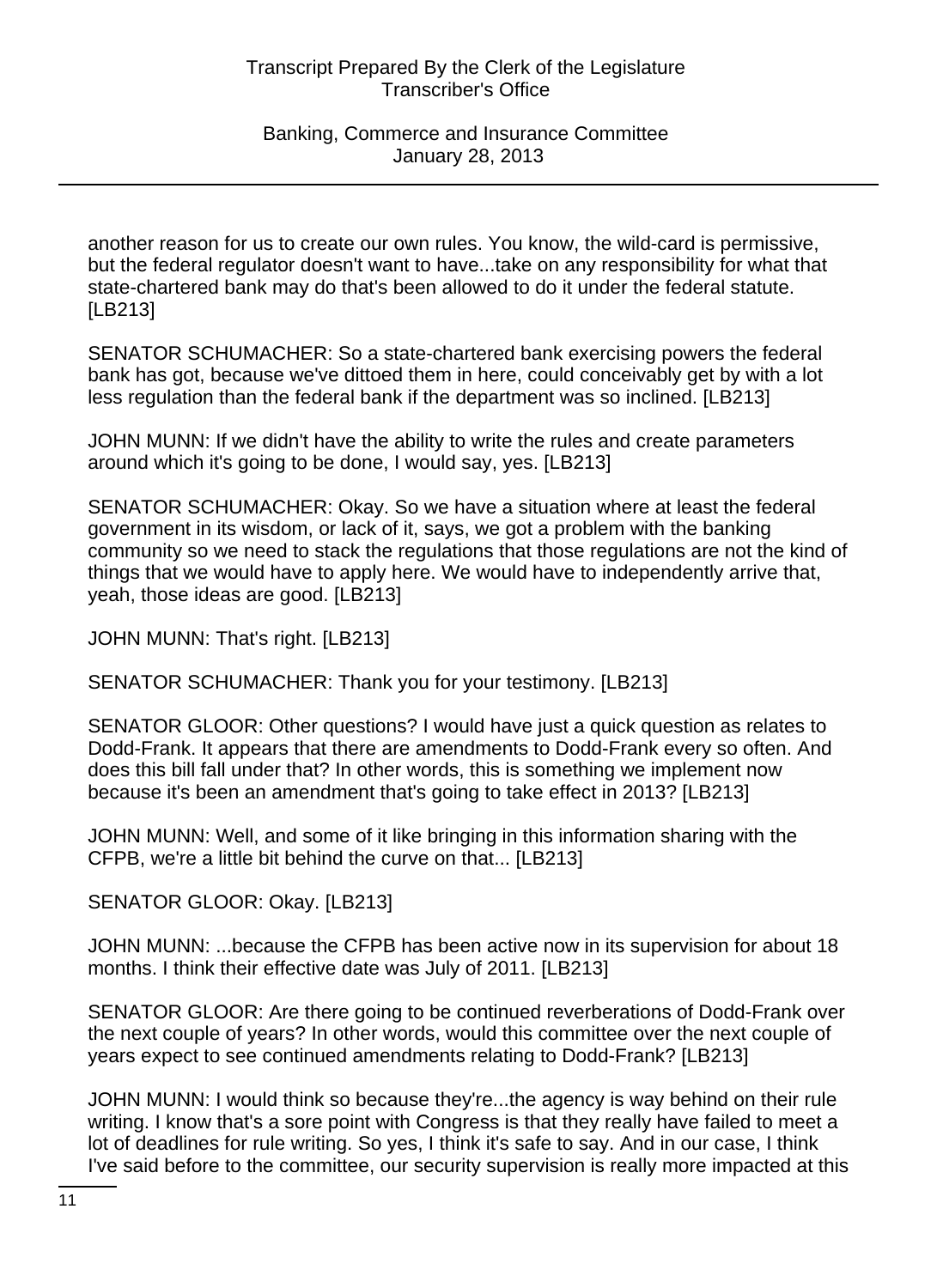another reason for us to create our own rules. You know, the wild-card is permissive, but the federal regulator doesn't want to have...take on any responsibility for what that state-chartered bank may do that's been allowed to do it under the federal statute. [LB213]

SENATOR SCHUMACHER: So a state-chartered bank exercising powers the federal bank has got, because we've dittoed them in here, could conceivably get by with a lot less regulation than the federal bank if the department was so inclined. [LB213]

JOHN MUNN: If we didn't have the ability to write the rules and create parameters around which it's going to be done, I would say, yes. [LB213]

SENATOR SCHUMACHER: Okay. So we have a situation where at least the federal government in its wisdom, or lack of it, says, we got a problem with the banking community so we need to stack the regulations that those regulations are not the kind of things that we would have to apply here. We would have to independently arrive that, yeah, those ideas are good. [LB213]

JOHN MUNN: That's right. [LB213]

SENATOR SCHUMACHER: Thank you for your testimony. [LB213]

SENATOR GLOOR: Other questions? I would have just a quick question as relates to Dodd-Frank. It appears that there are amendments to Dodd-Frank every so often. And does this bill fall under that? In other words, this is something we implement now because it's been an amendment that's going to take effect in 2013? [LB213]

JOHN MUNN: Well, and some of it like bringing in this information sharing with the CFPB, we're a little bit behind the curve on that... [LB213]

SENATOR GLOOR: Okay. [LB213]

JOHN MUNN: ...because the CFPB has been active now in its supervision for about 18 months. I think their effective date was July of 2011. [LB213]

SENATOR GLOOR: Are there going to be continued reverberations of Dodd-Frank over the next couple of years? In other words, would this committee over the next couple of years expect to see continued amendments relating to Dodd-Frank? [LB213]

JOHN MUNN: I would think so because they're...the agency is way behind on their rule writing. I know that's a sore point with Congress is that they really have failed to meet a lot of deadlines for rule writing. So yes, I think it's safe to say. And in our case, I think I've said before to the committee, our security supervision is really more impacted at this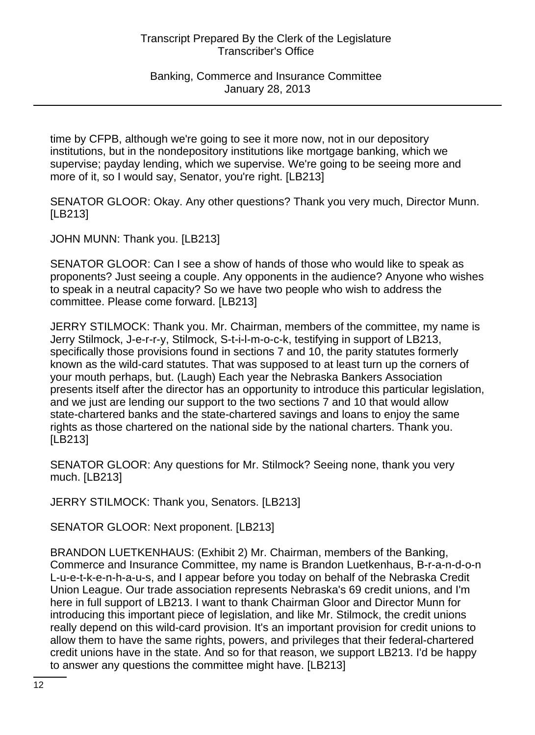time by CFPB, although we're going to see it more now, not in our depository institutions, but in the nondepository institutions like mortgage banking, which we supervise; payday lending, which we supervise. We're going to be seeing more and more of it, so I would say, Senator, you're right. [LB213]

SENATOR GLOOR: Okay. Any other questions? Thank you very much, Director Munn. [LB213]

JOHN MUNN: Thank you. [LB213]

SENATOR GLOOR: Can I see a show of hands of those who would like to speak as proponents? Just seeing a couple. Any opponents in the audience? Anyone who wishes to speak in a neutral capacity? So we have two people who wish to address the committee. Please come forward. [LB213]

JERRY STILMOCK: Thank you. Mr. Chairman, members of the committee, my name is Jerry Stilmock, J-e-r-r-y, Stilmock, S-t-i-l-m-o-c-k, testifying in support of LB213, specifically those provisions found in sections 7 and 10, the parity statutes formerly known as the wild-card statutes. That was supposed to at least turn up the corners of your mouth perhaps, but. (Laugh) Each year the Nebraska Bankers Association presents itself after the director has an opportunity to introduce this particular legislation, and we just are lending our support to the two sections 7 and 10 that would allow state-chartered banks and the state-chartered savings and loans to enjoy the same rights as those chartered on the national side by the national charters. Thank you. [LB213]

SENATOR GLOOR: Any questions for Mr. Stilmock? Seeing none, thank you very much. [LB213]

JERRY STILMOCK: Thank you, Senators. [LB213]

SENATOR GLOOR: Next proponent. [LB213]

BRANDON LUETKENHAUS: (Exhibit 2) Mr. Chairman, members of the Banking, Commerce and Insurance Committee, my name is Brandon Luetkenhaus, B-r-a-n-d-o-n L-u-e-t-k-e-n-h-a-u-s, and I appear before you today on behalf of the Nebraska Credit Union League. Our trade association represents Nebraska's 69 credit unions, and I'm here in full support of LB213. I want to thank Chairman Gloor and Director Munn for introducing this important piece of legislation, and like Mr. Stilmock, the credit unions really depend on this wild-card provision. It's an important provision for credit unions to allow them to have the same rights, powers, and privileges that their federal-chartered credit unions have in the state. And so for that reason, we support LB213. I'd be happy to answer any questions the committee might have. [LB213]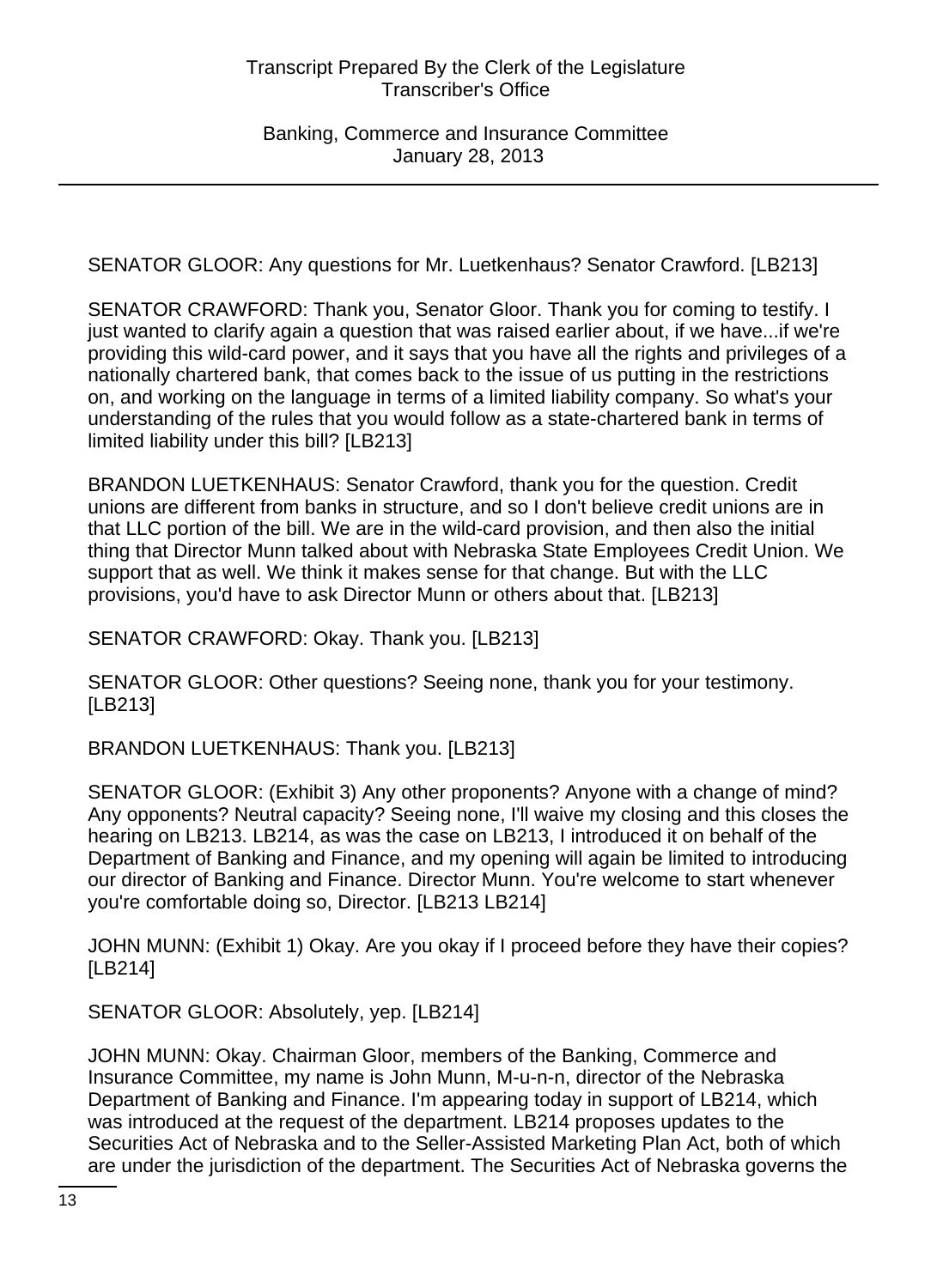SENATOR GLOOR: Any questions for Mr. Luetkenhaus? Senator Crawford. [LB213]

SENATOR CRAWFORD: Thank you, Senator Gloor. Thank you for coming to testify. I just wanted to clarify again a question that was raised earlier about, if we have...if we're providing this wild-card power, and it says that you have all the rights and privileges of a nationally chartered bank, that comes back to the issue of us putting in the restrictions on, and working on the language in terms of a limited liability company. So what's your understanding of the rules that you would follow as a state-chartered bank in terms of limited liability under this bill? [LB213]

BRANDON LUETKENHAUS: Senator Crawford, thank you for the question. Credit unions are different from banks in structure, and so I don't believe credit unions are in that LLC portion of the bill. We are in the wild-card provision, and then also the initial thing that Director Munn talked about with Nebraska State Employees Credit Union. We support that as well. We think it makes sense for that change. But with the LLC provisions, you'd have to ask Director Munn or others about that. [LB213]

SENATOR CRAWFORD: Okay. Thank you. [LB213]

SENATOR GLOOR: Other questions? Seeing none, thank you for your testimony. [LB213]

BRANDON LUETKENHAUS: Thank you. [LB213]

SENATOR GLOOR: (Exhibit 3) Any other proponents? Anyone with a change of mind? Any opponents? Neutral capacity? Seeing none, I'll waive my closing and this closes the hearing on LB213. LB214, as was the case on LB213, I introduced it on behalf of the Department of Banking and Finance, and my opening will again be limited to introducing our director of Banking and Finance. Director Munn. You're welcome to start whenever you're comfortable doing so, Director. [LB213 LB214]

JOHN MUNN: (Exhibit 1) Okay. Are you okay if I proceed before they have their copies? [LB214]

SENATOR GLOOR: Absolutely, yep. [LB214]

JOHN MUNN: Okay. Chairman Gloor, members of the Banking, Commerce and Insurance Committee, my name is John Munn, M-u-n-n, director of the Nebraska Department of Banking and Finance. I'm appearing today in support of LB214, which was introduced at the request of the department. LB214 proposes updates to the Securities Act of Nebraska and to the Seller-Assisted Marketing Plan Act, both of which are under the jurisdiction of the department. The Securities Act of Nebraska governs the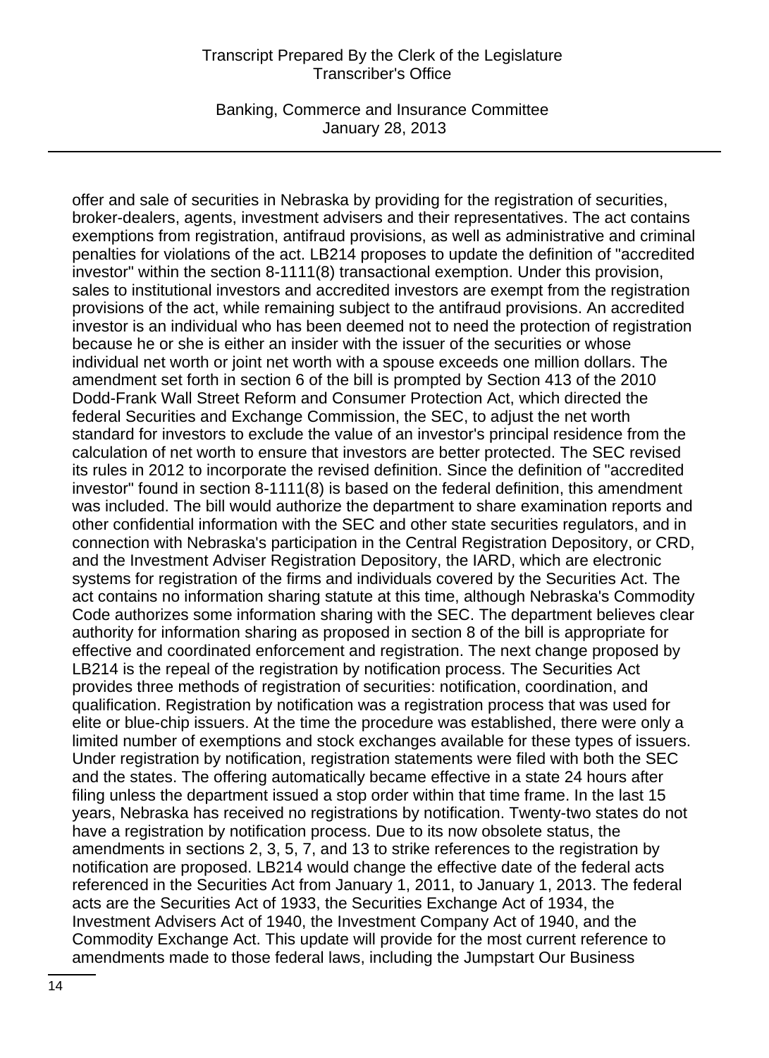offer and sale of securities in Nebraska by providing for the registration of securities, broker-dealers, agents, investment advisers and their representatives. The act contains exemptions from registration, antifraud provisions, as well as administrative and criminal penalties for violations of the act. LB214 proposes to update the definition of "accredited investor" within the section 8-1111(8) transactional exemption. Under this provision, sales to institutional investors and accredited investors are exempt from the registration provisions of the act, while remaining subject to the antifraud provisions. An accredited investor is an individual who has been deemed not to need the protection of registration because he or she is either an insider with the issuer of the securities or whose individual net worth or joint net worth with a spouse exceeds one million dollars. The amendment set forth in section 6 of the bill is prompted by Section 413 of the 2010 Dodd-Frank Wall Street Reform and Consumer Protection Act, which directed the federal Securities and Exchange Commission, the SEC, to adjust the net worth standard for investors to exclude the value of an investor's principal residence from the calculation of net worth to ensure that investors are better protected. The SEC revised its rules in 2012 to incorporate the revised definition. Since the definition of "accredited investor" found in section 8-1111(8) is based on the federal definition, this amendment was included. The bill would authorize the department to share examination reports and other confidential information with the SEC and other state securities regulators, and in connection with Nebraska's participation in the Central Registration Depository, or CRD, and the Investment Adviser Registration Depository, the IARD, which are electronic systems for registration of the firms and individuals covered by the Securities Act. The act contains no information sharing statute at this time, although Nebraska's Commodity Code authorizes some information sharing with the SEC. The department believes clear authority for information sharing as proposed in section 8 of the bill is appropriate for effective and coordinated enforcement and registration. The next change proposed by LB214 is the repeal of the registration by notification process. The Securities Act provides three methods of registration of securities: notification, coordination, and qualification. Registration by notification was a registration process that was used for elite or blue-chip issuers. At the time the procedure was established, there were only a limited number of exemptions and stock exchanges available for these types of issuers. Under registration by notification, registration statements were filed with both the SEC and the states. The offering automatically became effective in a state 24 hours after filing unless the department issued a stop order within that time frame. In the last 15 years, Nebraska has received no registrations by notification. Twenty-two states do not have a registration by notification process. Due to its now obsolete status, the amendments in sections 2, 3, 5, 7, and 13 to strike references to the registration by notification are proposed. LB214 would change the effective date of the federal acts referenced in the Securities Act from January 1, 2011, to January 1, 2013. The federal acts are the Securities Act of 1933, the Securities Exchange Act of 1934, the Investment Advisers Act of 1940, the Investment Company Act of 1940, and the Commodity Exchange Act. This update will provide for the most current reference to amendments made to those federal laws, including the Jumpstart Our Business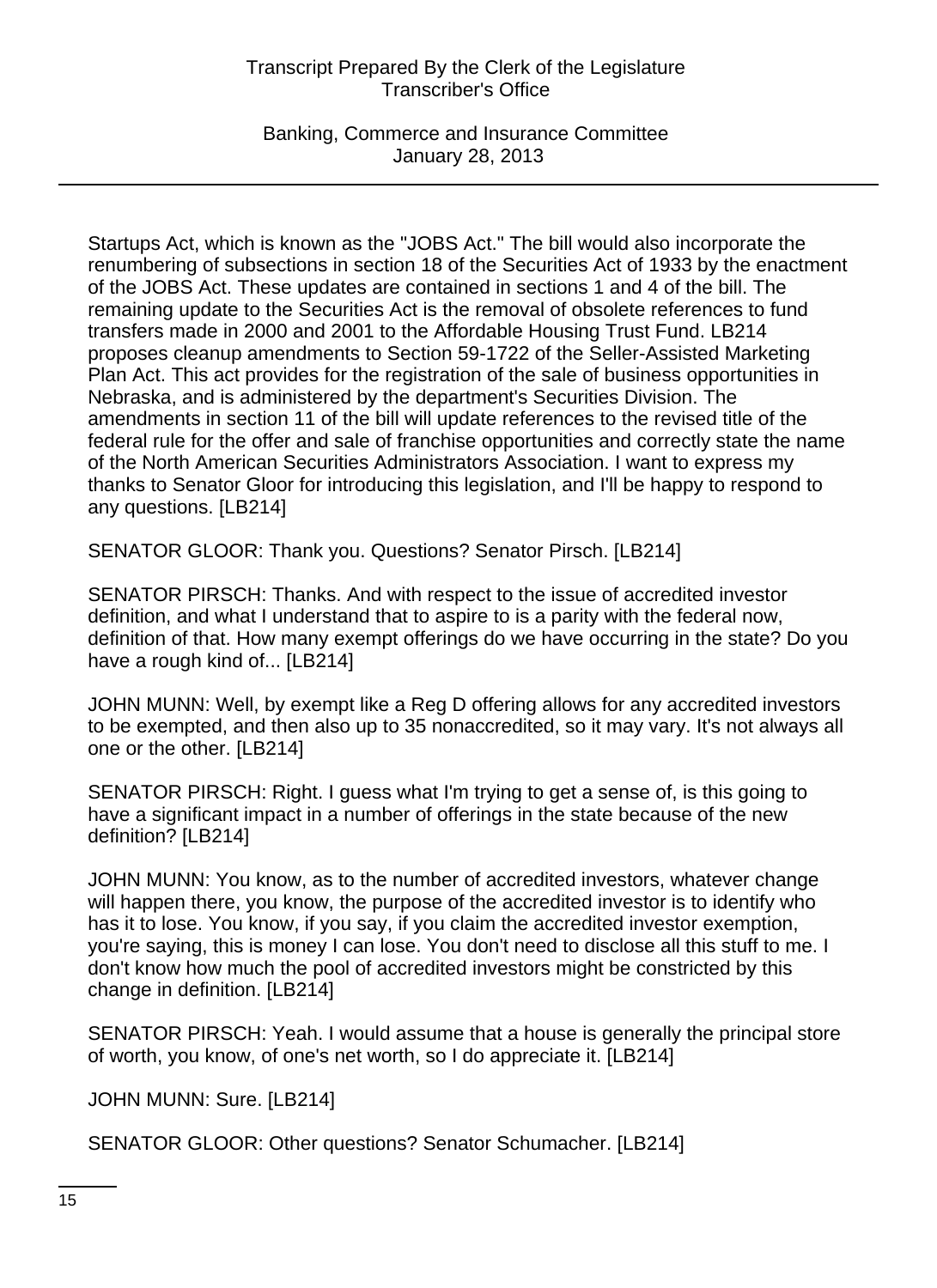Startups Act, which is known as the "JOBS Act." The bill would also incorporate the renumbering of subsections in section 18 of the Securities Act of 1933 by the enactment of the JOBS Act. These updates are contained in sections 1 and 4 of the bill. The remaining update to the Securities Act is the removal of obsolete references to fund transfers made in 2000 and 2001 to the Affordable Housing Trust Fund. LB214 proposes cleanup amendments to Section 59-1722 of the Seller-Assisted Marketing Plan Act. This act provides for the registration of the sale of business opportunities in Nebraska, and is administered by the department's Securities Division. The amendments in section 11 of the bill will update references to the revised title of the federal rule for the offer and sale of franchise opportunities and correctly state the name of the North American Securities Administrators Association. I want to express my thanks to Senator Gloor for introducing this legislation, and I'll be happy to respond to any questions. [LB214]

SENATOR GLOOR: Thank you. Questions? Senator Pirsch. [LB214]

SENATOR PIRSCH: Thanks. And with respect to the issue of accredited investor definition, and what I understand that to aspire to is a parity with the federal now, definition of that. How many exempt offerings do we have occurring in the state? Do you have a rough kind of... [LB214]

JOHN MUNN: Well, by exempt like a Reg D offering allows for any accredited investors to be exempted, and then also up to 35 nonaccredited, so it may vary. It's not always all one or the other. [LB214]

SENATOR PIRSCH: Right. I guess what I'm trying to get a sense of, is this going to have a significant impact in a number of offerings in the state because of the new definition? [LB214]

JOHN MUNN: You know, as to the number of accredited investors, whatever change will happen there, you know, the purpose of the accredited investor is to identify who has it to lose. You know, if you say, if you claim the accredited investor exemption, you're saying, this is money I can lose. You don't need to disclose all this stuff to me. I don't know how much the pool of accredited investors might be constricted by this change in definition. [LB214]

SENATOR PIRSCH: Yeah. I would assume that a house is generally the principal store of worth, you know, of one's net worth, so I do appreciate it. [LB214]

JOHN MUNN: Sure. [LB214]

SENATOR GLOOR: Other questions? Senator Schumacher. [LB214]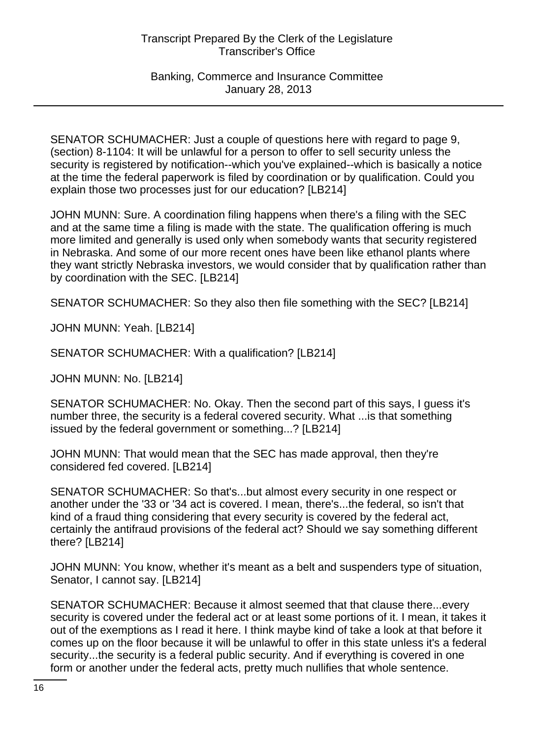SENATOR SCHUMACHER: Just a couple of questions here with regard to page 9, (section) 8-1104: It will be unlawful for a person to offer to sell security unless the security is registered by notification--which you've explained--which is basically a notice at the time the federal paperwork is filed by coordination or by qualification. Could you explain those two processes just for our education? [LB214]

JOHN MUNN: Sure. A coordination filing happens when there's a filing with the SEC and at the same time a filing is made with the state. The qualification offering is much more limited and generally is used only when somebody wants that security registered in Nebraska. And some of our more recent ones have been like ethanol plants where they want strictly Nebraska investors, we would consider that by qualification rather than by coordination with the SEC. [LB214]

SENATOR SCHUMACHER: So they also then file something with the SEC? [LB214]

JOHN MUNN: Yeah. [LB214]

SENATOR SCHUMACHER: With a qualification? [LB214]

JOHN MUNN: No. [LB214]

SENATOR SCHUMACHER: No. Okay. Then the second part of this says, I guess it's number three, the security is a federal covered security. What ...is that something issued by the federal government or something...? [LB214]

JOHN MUNN: That would mean that the SEC has made approval, then they're considered fed covered. [LB214]

SENATOR SCHUMACHER: So that's...but almost every security in one respect or another under the '33 or '34 act is covered. I mean, there's...the federal, so isn't that kind of a fraud thing considering that every security is covered by the federal act, certainly the antifraud provisions of the federal act? Should we say something different there? [LB214]

JOHN MUNN: You know, whether it's meant as a belt and suspenders type of situation, Senator, I cannot say. [LB214]

SENATOR SCHUMACHER: Because it almost seemed that that clause there...every security is covered under the federal act or at least some portions of it. I mean, it takes it out of the exemptions as I read it here. I think maybe kind of take a look at that before it comes up on the floor because it will be unlawful to offer in this state unless it's a federal security...the security is a federal public security. And if everything is covered in one form or another under the federal acts, pretty much nullifies that whole sentence.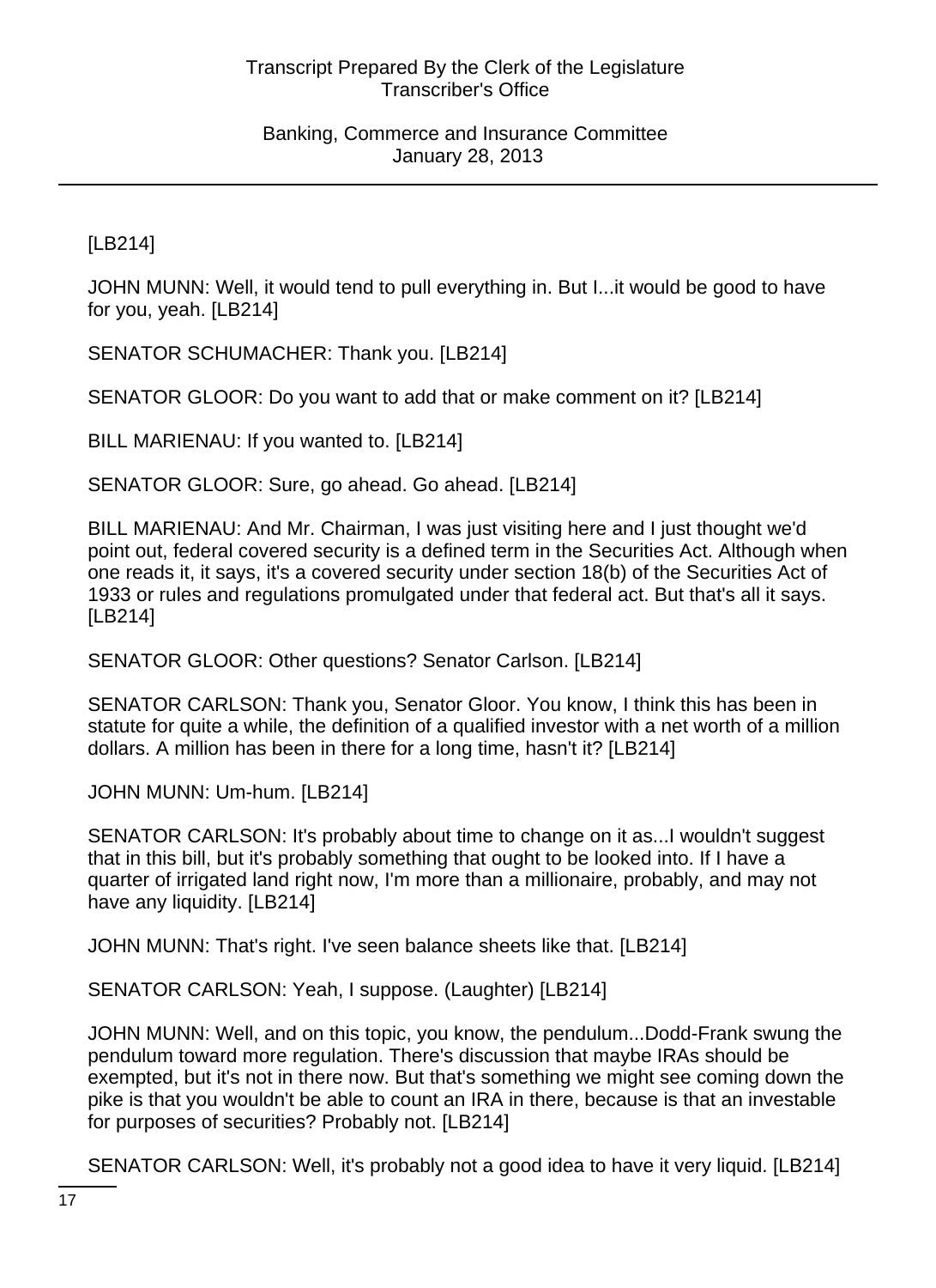[LB214]

JOHN MUNN: Well, it would tend to pull everything in. But I...it would be good to have for you, yeah. [LB214]

SENATOR SCHUMACHER: Thank you. [LB214]

SENATOR GLOOR: Do you want to add that or make comment on it? [LB214]

BILL MARIENAU: If you wanted to. [LB214]

SENATOR GLOOR: Sure, go ahead. Go ahead. [LB214]

BILL MARIENAU: And Mr. Chairman, I was just visiting here and I just thought we'd point out, federal covered security is a defined term in the Securities Act. Although when one reads it, it says, it's a covered security under section 18(b) of the Securities Act of 1933 or rules and regulations promulgated under that federal act. But that's all it says. [LB214]

SENATOR GLOOR: Other questions? Senator Carlson. [LB214]

SENATOR CARLSON: Thank you, Senator Gloor. You know, I think this has been in statute for quite a while, the definition of a qualified investor with a net worth of a million dollars. A million has been in there for a long time, hasn't it? [LB214]

JOHN MUNN: Um-hum. [LB214]

SENATOR CARLSON: It's probably about time to change on it as...I wouldn't suggest that in this bill, but it's probably something that ought to be looked into. If I have a quarter of irrigated land right now, I'm more than a millionaire, probably, and may not have any liquidity. [LB214]

JOHN MUNN: That's right. I've seen balance sheets like that. [LB214]

SENATOR CARLSON: Yeah, I suppose. (Laughter) [LB214]

JOHN MUNN: Well, and on this topic, you know, the pendulum...Dodd-Frank swung the pendulum toward more regulation. There's discussion that maybe IRAs should be exempted, but it's not in there now. But that's something we might see coming down the pike is that you wouldn't be able to count an IRA in there, because is that an investable for purposes of securities? Probably not. [LB214]

SENATOR CARLSON: Well, it's probably not a good idea to have it very liquid. [LB214]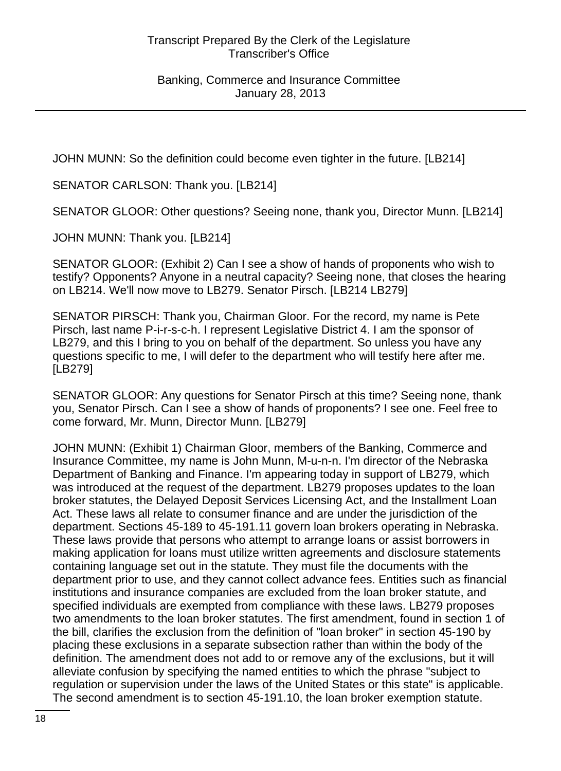JOHN MUNN: So the definition could become even tighter in the future. [LB214]

SENATOR CARLSON: Thank you. [LB214]

SENATOR GLOOR: Other questions? Seeing none, thank you, Director Munn. [LB214]

JOHN MUNN: Thank you. [LB214]

SENATOR GLOOR: (Exhibit 2) Can I see a show of hands of proponents who wish to testify? Opponents? Anyone in a neutral capacity? Seeing none, that closes the hearing on LB214. We'll now move to LB279. Senator Pirsch. [LB214 LB279]

SENATOR PIRSCH: Thank you, Chairman Gloor. For the record, my name is Pete Pirsch, last name P-i-r-s-c-h. I represent Legislative District 4. I am the sponsor of LB279, and this I bring to you on behalf of the department. So unless you have any questions specific to me, I will defer to the department who will testify here after me. [LB279]

SENATOR GLOOR: Any questions for Senator Pirsch at this time? Seeing none, thank you, Senator Pirsch. Can I see a show of hands of proponents? I see one. Feel free to come forward, Mr. Munn, Director Munn. [LB279]

JOHN MUNN: (Exhibit 1) Chairman Gloor, members of the Banking, Commerce and Insurance Committee, my name is John Munn, M-u-n-n. I'm director of the Nebraska Department of Banking and Finance. I'm appearing today in support of LB279, which was introduced at the request of the department. LB279 proposes updates to the loan broker statutes, the Delayed Deposit Services Licensing Act, and the Installment Loan Act. These laws all relate to consumer finance and are under the jurisdiction of the department. Sections 45-189 to 45-191.11 govern loan brokers operating in Nebraska. These laws provide that persons who attempt to arrange loans or assist borrowers in making application for loans must utilize written agreements and disclosure statements containing language set out in the statute. They must file the documents with the department prior to use, and they cannot collect advance fees. Entities such as financial institutions and insurance companies are excluded from the loan broker statute, and specified individuals are exempted from compliance with these laws. LB279 proposes two amendments to the loan broker statutes. The first amendment, found in section 1 of the bill, clarifies the exclusion from the definition of "loan broker" in section 45-190 by placing these exclusions in a separate subsection rather than within the body of the definition. The amendment does not add to or remove any of the exclusions, but it will alleviate confusion by specifying the named entities to which the phrase "subject to regulation or supervision under the laws of the United States or this state" is applicable. The second amendment is to section 45-191.10, the loan broker exemption statute.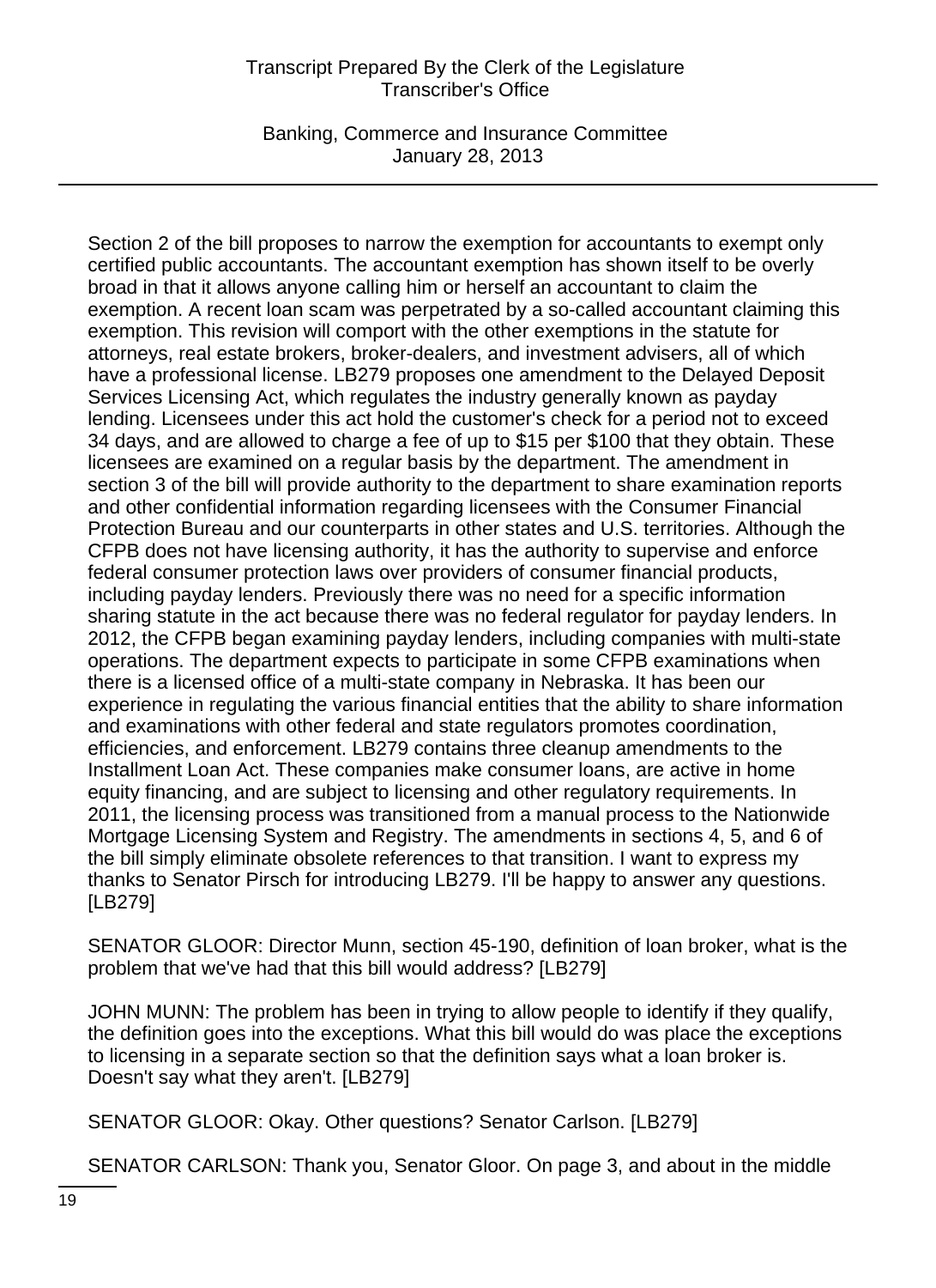Section 2 of the bill proposes to narrow the exemption for accountants to exempt only certified public accountants. The accountant exemption has shown itself to be overly broad in that it allows anyone calling him or herself an accountant to claim the exemption. A recent loan scam was perpetrated by a so-called accountant claiming this exemption. This revision will comport with the other exemptions in the statute for attorneys, real estate brokers, broker-dealers, and investment advisers, all of which have a professional license. LB279 proposes one amendment to the Delayed Deposit Services Licensing Act, which regulates the industry generally known as payday lending. Licensees under this act hold the customer's check for a period not to exceed 34 days, and are allowed to charge a fee of up to $15 per $100 that they obtain. These licensees are examined on a regular basis by the department. The amendment in section 3 of the bill will provide authority to the department to share examination reports and other confidential information regarding licensees with the Consumer Financial Protection Bureau and our counterparts in other states and U.S. territories. Although the CFPB does not have licensing authority, it has the authority to supervise and enforce federal consumer protection laws over providers of consumer financial products, including payday lenders. Previously there was no need for a specific information sharing statute in the act because there was no federal regulator for payday lenders. In 2012, the CFPB began examining payday lenders, including companies with multi-state operations. The department expects to participate in some CFPB examinations when there is a licensed office of a multi-state company in Nebraska. It has been our experience in regulating the various financial entities that the ability to share information and examinations with other federal and state regulators promotes coordination, efficiencies, and enforcement. LB279 contains three cleanup amendments to the Installment Loan Act. These companies make consumer loans, are active in home equity financing, and are subject to licensing and other regulatory requirements. In 2011, the licensing process was transitioned from a manual process to the Nationwide Mortgage Licensing System and Registry. The amendments in sections 4, 5, and 6 of the bill simply eliminate obsolete references to that transition. I want to express my thanks to Senator Pirsch for introducing LB279. I'll be happy to answer any questions. [LB279]

SENATOR GLOOR: Director Munn, section 45-190, definition of loan broker, what is the problem that we've had that this bill would address? [LB279]

JOHN MUNN: The problem has been in trying to allow people to identify if they qualify, the definition goes into the exceptions. What this bill would do was place the exceptions to licensing in a separate section so that the definition says what a loan broker is. Doesn't say what they aren't. [LB279]

SENATOR GLOOR: Okay. Other questions? Senator Carlson. [LB279]

SENATOR CARLSON: Thank you, Senator Gloor. On page 3, and about in the middle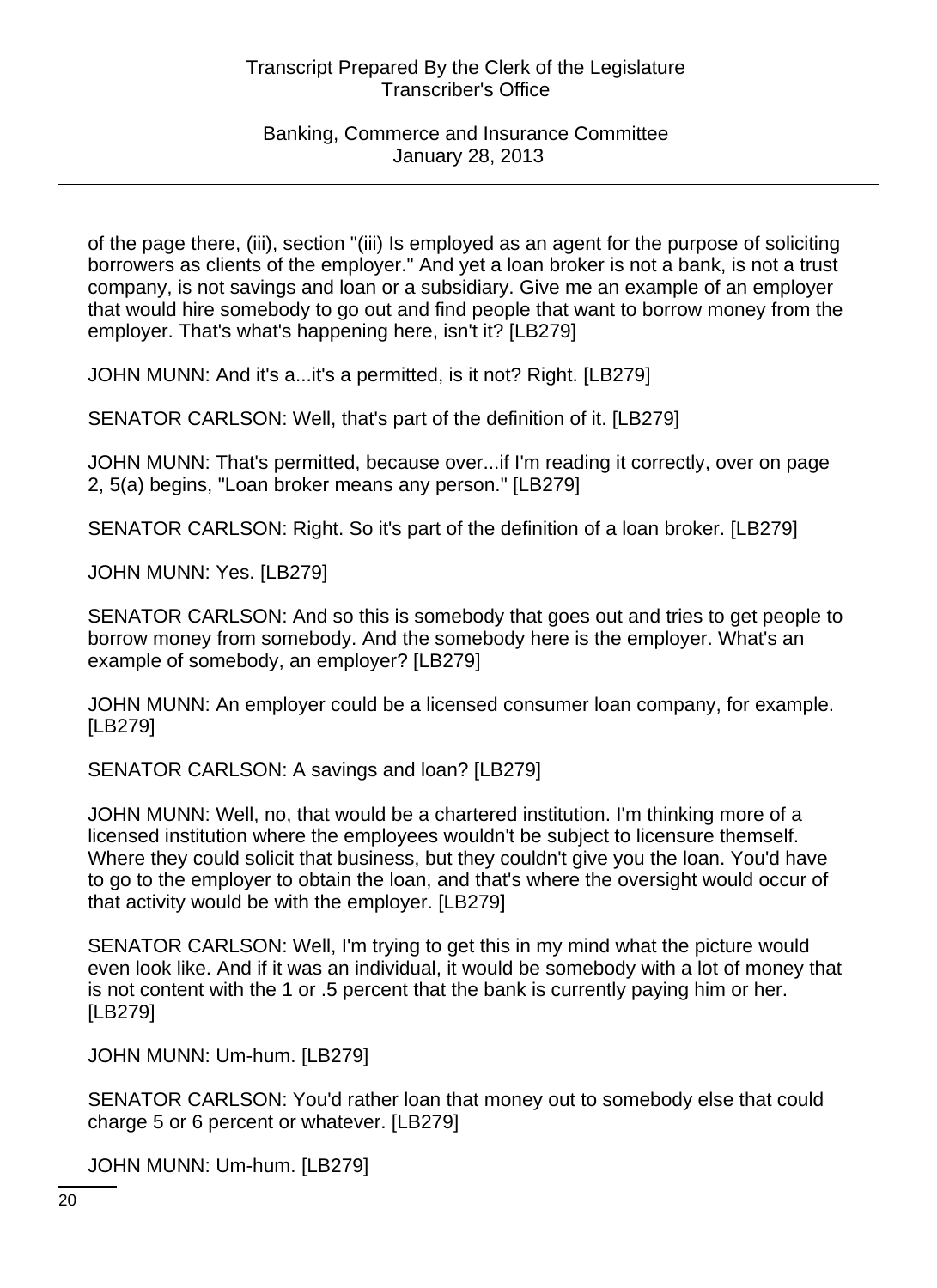of the page there, (iii), section "(iii) Is employed as an agent for the purpose of soliciting borrowers as clients of the employer." And yet a loan broker is not a bank, is not a trust company, is not savings and loan or a subsidiary. Give me an example of an employer that would hire somebody to go out and find people that want to borrow money from the employer. That's what's happening here, isn't it? [LB279]

JOHN MUNN: And it's a...it's a permitted, is it not? Right. [LB279]

SENATOR CARLSON: Well, that's part of the definition of it. [LB279]

JOHN MUNN: That's permitted, because over...if I'm reading it correctly, over on page 2, 5(a) begins, "Loan broker means any person." [LB279]

SENATOR CARLSON: Right. So it's part of the definition of a loan broker. [LB279]

JOHN MUNN: Yes. [LB279]

SENATOR CARLSON: And so this is somebody that goes out and tries to get people to borrow money from somebody. And the somebody here is the employer. What's an example of somebody, an employer? [LB279]

JOHN MUNN: An employer could be a licensed consumer loan company, for example. [LB279]

SENATOR CARLSON: A savings and loan? [LB279]

JOHN MUNN: Well, no, that would be a chartered institution. I'm thinking more of a licensed institution where the employees wouldn't be subject to licensure themself. Where they could solicit that business, but they couldn't give you the loan. You'd have to go to the employer to obtain the loan, and that's where the oversight would occur of that activity would be with the employer. [LB279]

SENATOR CARLSON: Well, I'm trying to get this in my mind what the picture would even look like. And if it was an individual, it would be somebody with a lot of money that is not content with the 1 or .5 percent that the bank is currently paying him or her. [LB279]

JOHN MUNN: Um-hum. [LB279]

SENATOR CARLSON: You'd rather loan that money out to somebody else that could charge 5 or 6 percent or whatever. [LB279]

JOHN MUNN: Um-hum. [LB279]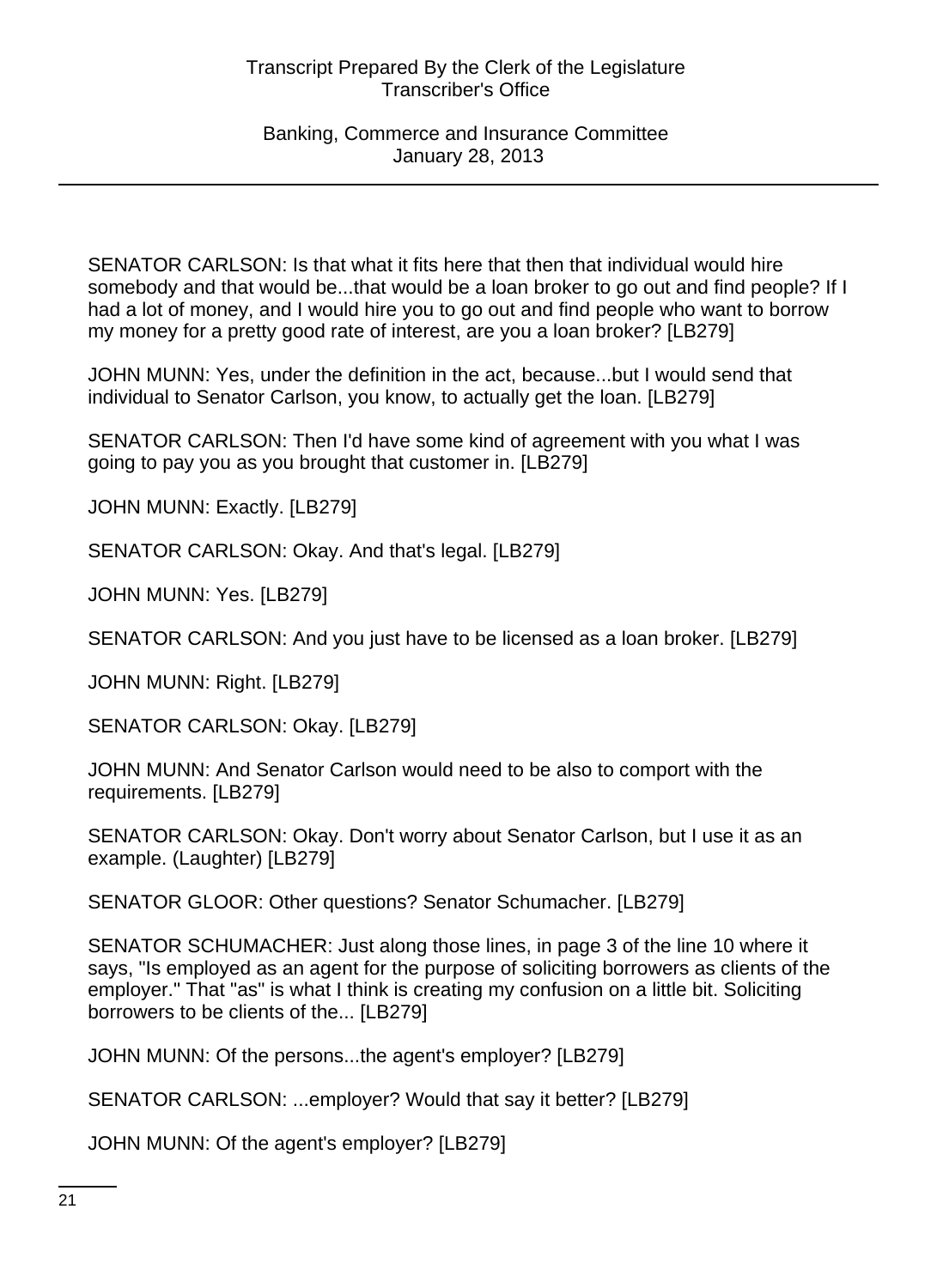SENATOR CARLSON: Is that what it fits here that then that individual would hire somebody and that would be...that would be a loan broker to go out and find people? If I had a lot of money, and I would hire you to go out and find people who want to borrow my money for a pretty good rate of interest, are you a loan broker? [LB279]

JOHN MUNN: Yes, under the definition in the act, because...but I would send that individual to Senator Carlson, you know, to actually get the loan. [LB279]

SENATOR CARLSON: Then I'd have some kind of agreement with you what I was going to pay you as you brought that customer in. [LB279]

JOHN MUNN: Exactly. [LB279]

SENATOR CARLSON: Okay. And that's legal. [LB279]

JOHN MUNN: Yes. [LB279]

SENATOR CARLSON: And you just have to be licensed as a loan broker. [LB279]

JOHN MUNN: Right. [LB279]

SENATOR CARLSON: Okay. [LB279]

JOHN MUNN: And Senator Carlson would need to be also to comport with the requirements. [LB279]

SENATOR CARLSON: Okay. Don't worry about Senator Carlson, but I use it as an example. (Laughter) [LB279]

SENATOR GLOOR: Other questions? Senator Schumacher. [LB279]

SENATOR SCHUMACHER: Just along those lines, in page 3 of the line 10 where it says, "Is employed as an agent for the purpose of soliciting borrowers as clients of the employer." That "as" is what I think is creating my confusion on a little bit. Soliciting borrowers to be clients of the... [LB279]

JOHN MUNN: Of the persons...the agent's employer? [LB279]

SENATOR CARLSON: ...employer? Would that say it better? [LB279]

JOHN MUNN: Of the agent's employer? [LB279]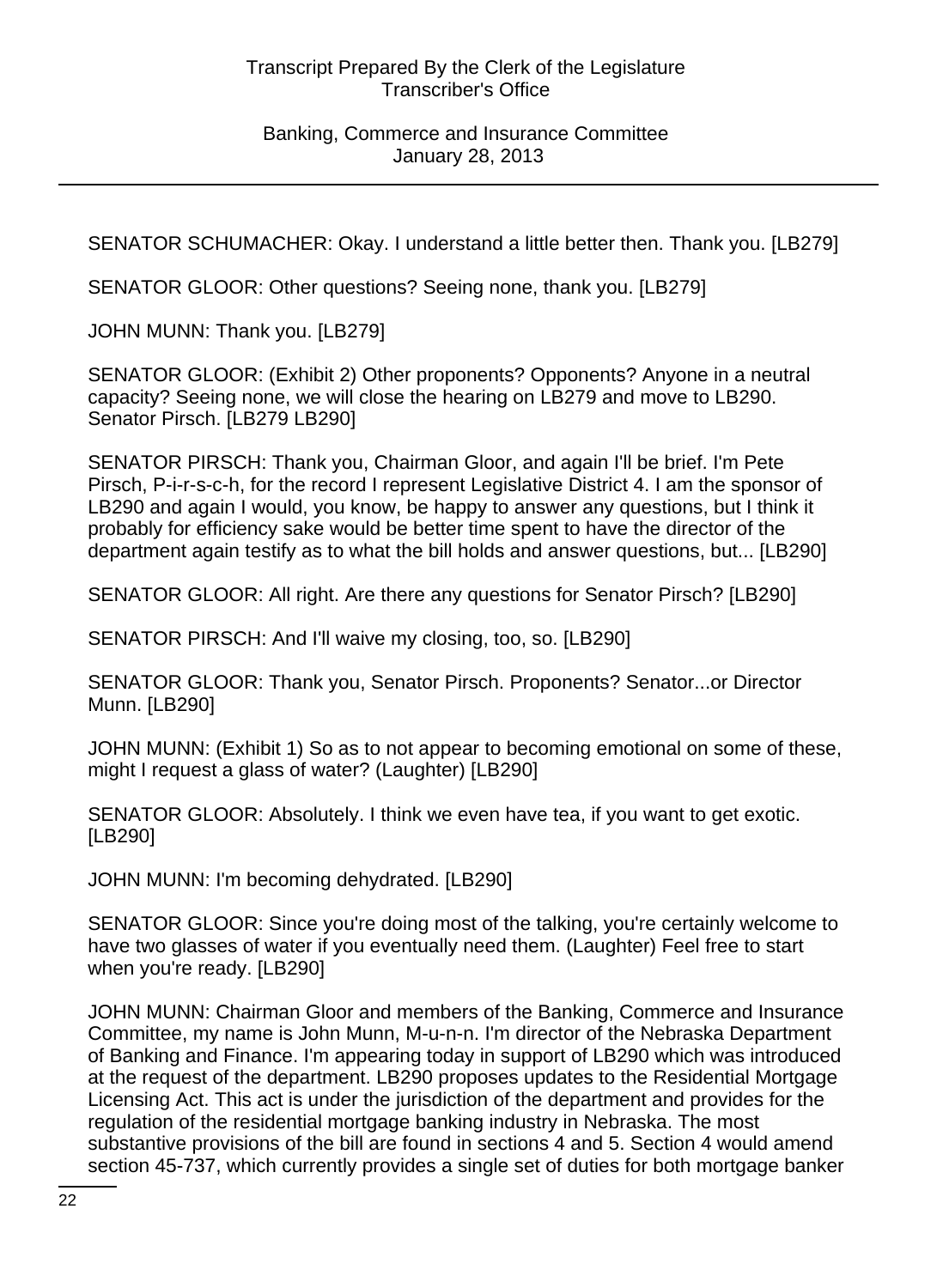SENATOR SCHUMACHER: Okay. I understand a little better then. Thank you. [LB279]

SENATOR GLOOR: Other questions? Seeing none, thank you. [LB279]

JOHN MUNN: Thank you. [LB279]

SENATOR GLOOR: (Exhibit 2) Other proponents? Opponents? Anyone in a neutral capacity? Seeing none, we will close the hearing on LB279 and move to LB290. Senator Pirsch. [LB279 LB290]

SENATOR PIRSCH: Thank you, Chairman Gloor, and again I'll be brief. I'm Pete Pirsch, P-i-r-s-c-h, for the record I represent Legislative District 4. I am the sponsor of LB290 and again I would, you know, be happy to answer any questions, but I think it probably for efficiency sake would be better time spent to have the director of the department again testify as to what the bill holds and answer questions, but... [LB290]

SENATOR GLOOR: All right. Are there any questions for Senator Pirsch? [LB290]

SENATOR PIRSCH: And I'll waive my closing, too, so. [LB290]

SENATOR GLOOR: Thank you, Senator Pirsch. Proponents? Senator...or Director Munn. [LB290]

JOHN MUNN: (Exhibit 1) So as to not appear to becoming emotional on some of these, might I request a glass of water? (Laughter) [LB290]

SENATOR GLOOR: Absolutely. I think we even have tea, if you want to get exotic. [LB290]

JOHN MUNN: I'm becoming dehydrated. [LB290]

SENATOR GLOOR: Since you're doing most of the talking, you're certainly welcome to have two glasses of water if you eventually need them. (Laughter) Feel free to start when you're ready. [LB290]

JOHN MUNN: Chairman Gloor and members of the Banking, Commerce and Insurance Committee, my name is John Munn, M-u-n-n. I'm director of the Nebraska Department of Banking and Finance. I'm appearing today in support of LB290 which was introduced at the request of the department. LB290 proposes updates to the Residential Mortgage Licensing Act. This act is under the jurisdiction of the department and provides for the regulation of the residential mortgage banking industry in Nebraska. The most substantive provisions of the bill are found in sections 4 and 5. Section 4 would amend section 45-737, which currently provides a single set of duties for both mortgage banker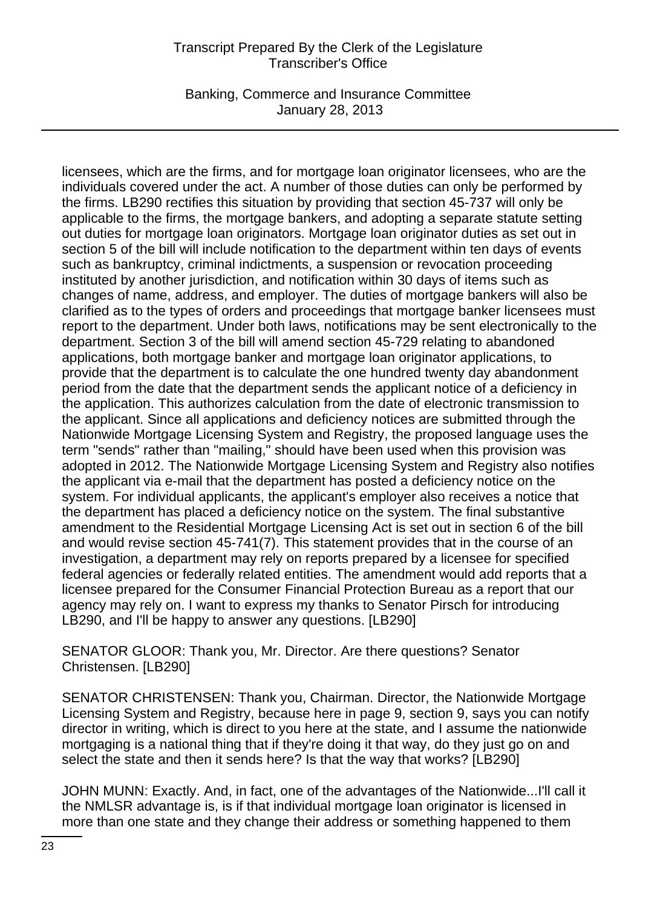licensees, which are the firms, and for mortgage loan originator licensees, who are the individuals covered under the act. A number of those duties can only be performed by the firms. LB290 rectifies this situation by providing that section 45-737 will only be applicable to the firms, the mortgage bankers, and adopting a separate statute setting out duties for mortgage loan originators. Mortgage loan originator duties as set out in section 5 of the bill will include notification to the department within ten days of events such as bankruptcy, criminal indictments, a suspension or revocation proceeding instituted by another jurisdiction, and notification within 30 days of items such as changes of name, address, and employer. The duties of mortgage bankers will also be clarified as to the types of orders and proceedings that mortgage banker licensees must report to the department. Under both laws, notifications may be sent electronically to the department. Section 3 of the bill will amend section 45-729 relating to abandoned applications, both mortgage banker and mortgage loan originator applications, to provide that the department is to calculate the one hundred twenty day abandonment period from the date that the department sends the applicant notice of a deficiency in the application. This authorizes calculation from the date of electronic transmission to the applicant. Since all applications and deficiency notices are submitted through the Nationwide Mortgage Licensing System and Registry, the proposed language uses the term "sends" rather than "mailing," should have been used when this provision was adopted in 2012. The Nationwide Mortgage Licensing System and Registry also notifies the applicant via e-mail that the department has posted a deficiency notice on the system. For individual applicants, the applicant's employer also receives a notice that the department has placed a deficiency notice on the system. The final substantive amendment to the Residential Mortgage Licensing Act is set out in section 6 of the bill and would revise section 45-741(7). This statement provides that in the course of an investigation, a department may rely on reports prepared by a licensee for specified federal agencies or federally related entities. The amendment would add reports that a licensee prepared for the Consumer Financial Protection Bureau as a report that our agency may rely on. I want to express my thanks to Senator Pirsch for introducing LB290, and I'll be happy to answer any questions. [LB290]

SENATOR GLOOR: Thank you, Mr. Director. Are there questions? Senator Christensen. [LB290]

SENATOR CHRISTENSEN: Thank you, Chairman. Director, the Nationwide Mortgage Licensing System and Registry, because here in page 9, section 9, says you can notify director in writing, which is direct to you here at the state, and I assume the nationwide mortgaging is a national thing that if they're doing it that way, do they just go on and select the state and then it sends here? Is that the way that works? [LB290]

JOHN MUNN: Exactly. And, in fact, one of the advantages of the Nationwide...I'll call it the NMLSR advantage is, is if that individual mortgage loan originator is licensed in more than one state and they change their address or something happened to them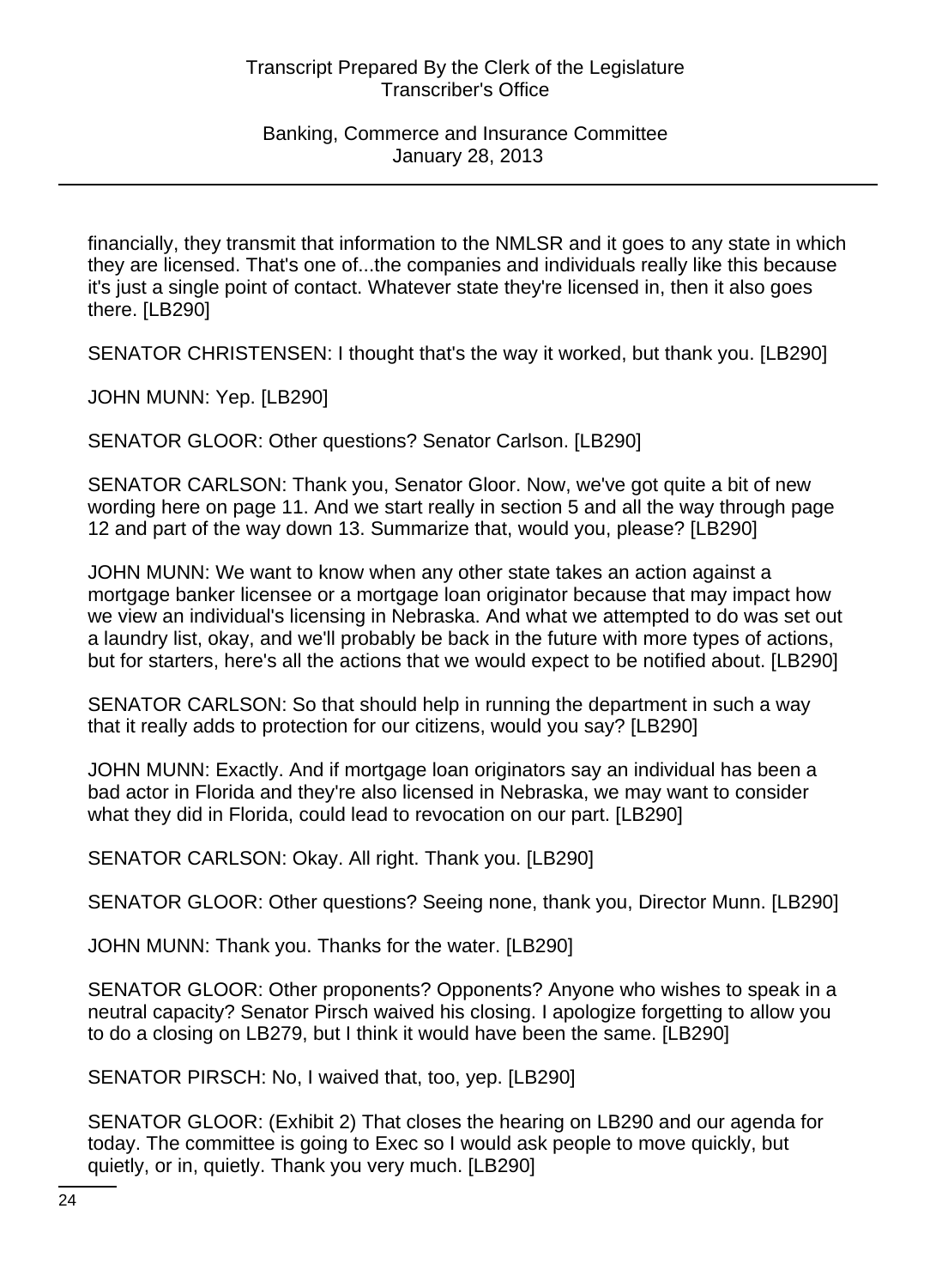financially, they transmit that information to the NMLSR and it goes to any state in which they are licensed. That's one of...the companies and individuals really like this because it's just a single point of contact. Whatever state they're licensed in, then it also goes there. [LB290]

SENATOR CHRISTENSEN: I thought that's the way it worked, but thank you. [LB290]

JOHN MUNN: Yep. [LB290]

SENATOR GLOOR: Other questions? Senator Carlson. [LB290]

SENATOR CARLSON: Thank you, Senator Gloor. Now, we've got quite a bit of new wording here on page 11. And we start really in section 5 and all the way through page 12 and part of the way down 13. Summarize that, would you, please? [LB290]

JOHN MUNN: We want to know when any other state takes an action against a mortgage banker licensee or a mortgage loan originator because that may impact how we view an individual's licensing in Nebraska. And what we attempted to do was set out a laundry list, okay, and we'll probably be back in the future with more types of actions, but for starters, here's all the actions that we would expect to be notified about. [LB290]

SENATOR CARLSON: So that should help in running the department in such a way that it really adds to protection for our citizens, would you say? [LB290]

JOHN MUNN: Exactly. And if mortgage loan originators say an individual has been a bad actor in Florida and they're also licensed in Nebraska, we may want to consider what they did in Florida, could lead to revocation on our part. [LB290]

SENATOR CARLSON: Okay. All right. Thank you. [LB290]

SENATOR GLOOR: Other questions? Seeing none, thank you, Director Munn. [LB290]

JOHN MUNN: Thank you. Thanks for the water. [LB290]

SENATOR GLOOR: Other proponents? Opponents? Anyone who wishes to speak in a neutral capacity? Senator Pirsch waived his closing. I apologize forgetting to allow you to do a closing on LB279, but I think it would have been the same. [LB290]

SENATOR PIRSCH: No, I waived that, too, yep. [LB290]

SENATOR GLOOR: (Exhibit 2) That closes the hearing on LB290 and our agenda for today. The committee is going to Exec so I would ask people to move quickly, but quietly, or in, quietly. Thank you very much. [LB290]